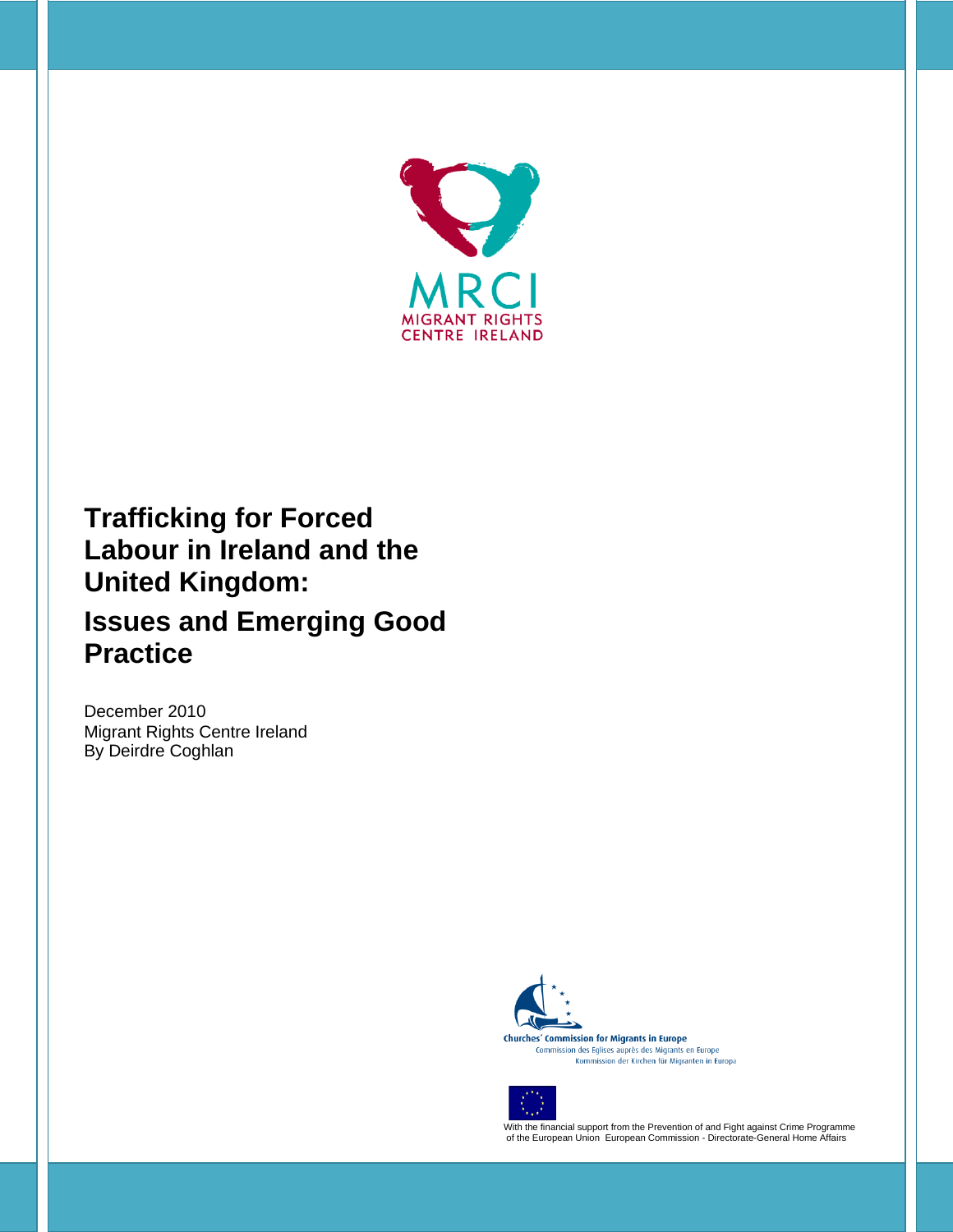MRCI
MIGRANT RIGHTS
CENTRE IRELAND

# Trafficking for Forced Labour in Ireland and the United Kingdom:

## Issues and Emerging Good Practice

December 2010
Migrant Rights Centre Ireland
By Deirdre Coghlan

Churches' Commission for Migrants in Europe
Commission des Eglises auprès des Migrants en Europe
Kommission der Kirchen für Migranten in Europa

With the financial support from the Prevention of and Fight against Crime Programme of the European Union European Commission - Directorate-General Home Affairs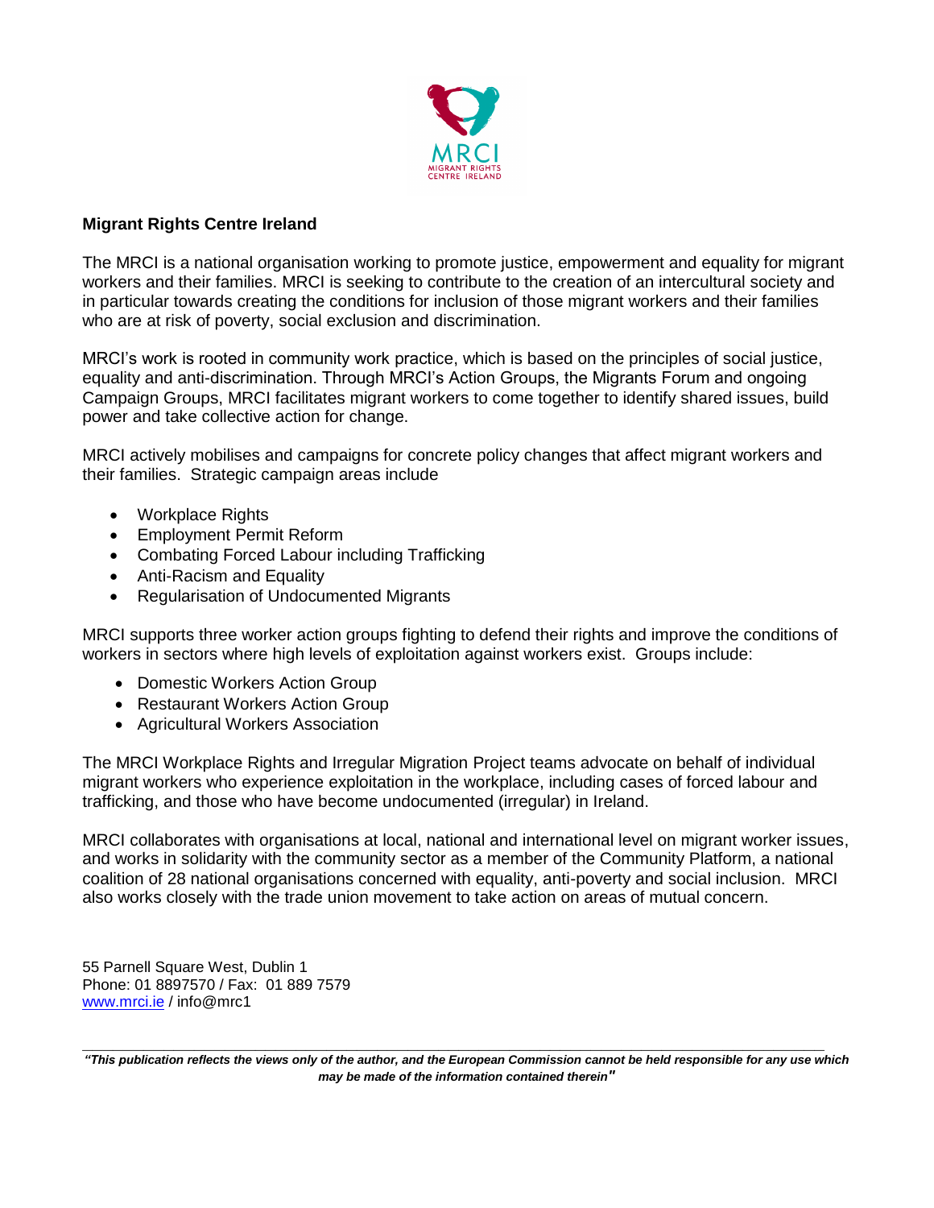**Migrant Rights Centre Ireland**

The MRCI is a national organisation working to promote justice, empowerment and equality for migrant workers and their families. MRCI is seeking to contribute to the creation of an intercultural society and in particular towards creating the conditions for inclusion of those migrant workers and their families who are at risk of poverty, social exclusion and discrimination.

MRCI's work is rooted in community work practice, which is based on the principles of social justice, equality and anti-discrimination. Through MRCI's Action Groups, the Migrants Forum and ongoing Campaign Groups, MRCI facilitates migrant workers to come together to identify shared issues, build power and take collective action for change.

MRCI actively mobilises and campaigns for concrete policy changes that affect migrant workers and their families. Strategic campaign areas include

- Workplace Rights
- Employment Permit Reform
- Combating Forced Labour including Trafficking
- Anti-Racism and Equality
- Regularisation of Undocumented Migrants

MRCI supports three worker action groups fighting to defend their rights and improve the conditions of workers in sectors where high levels of exploitation against workers exist. Groups include:

- Domestic Workers Action Group
- Restaurant Workers Action Group
- Agricultural Workers Association

The MRCI Workplace Rights and Irregular Migration Project teams advocate on behalf of individual migrant workers who experience exploitation in the workplace, including cases of forced labour and trafficking, and those who have become undocumented (irregular) in Ireland.

MRCI collaborates with organisations at local, national and international level on migrant worker issues, and works in solidarity with the community sector as a member of the Community Platform, a national coalition of 28 national organisations concerned with equality, anti-poverty and social inclusion. MRCI also works closely with the trade union movement to take action on areas of mutual concern.

55 Parnell Square West, Dublin 1
Phone: 01 8897570 / Fax: 01 889 7579
www.mrci.ie / info@mrc1

***"This publication reflects the views only of the author, and the European Commission cannot be held responsible for any use which may be made of the information contained therein"***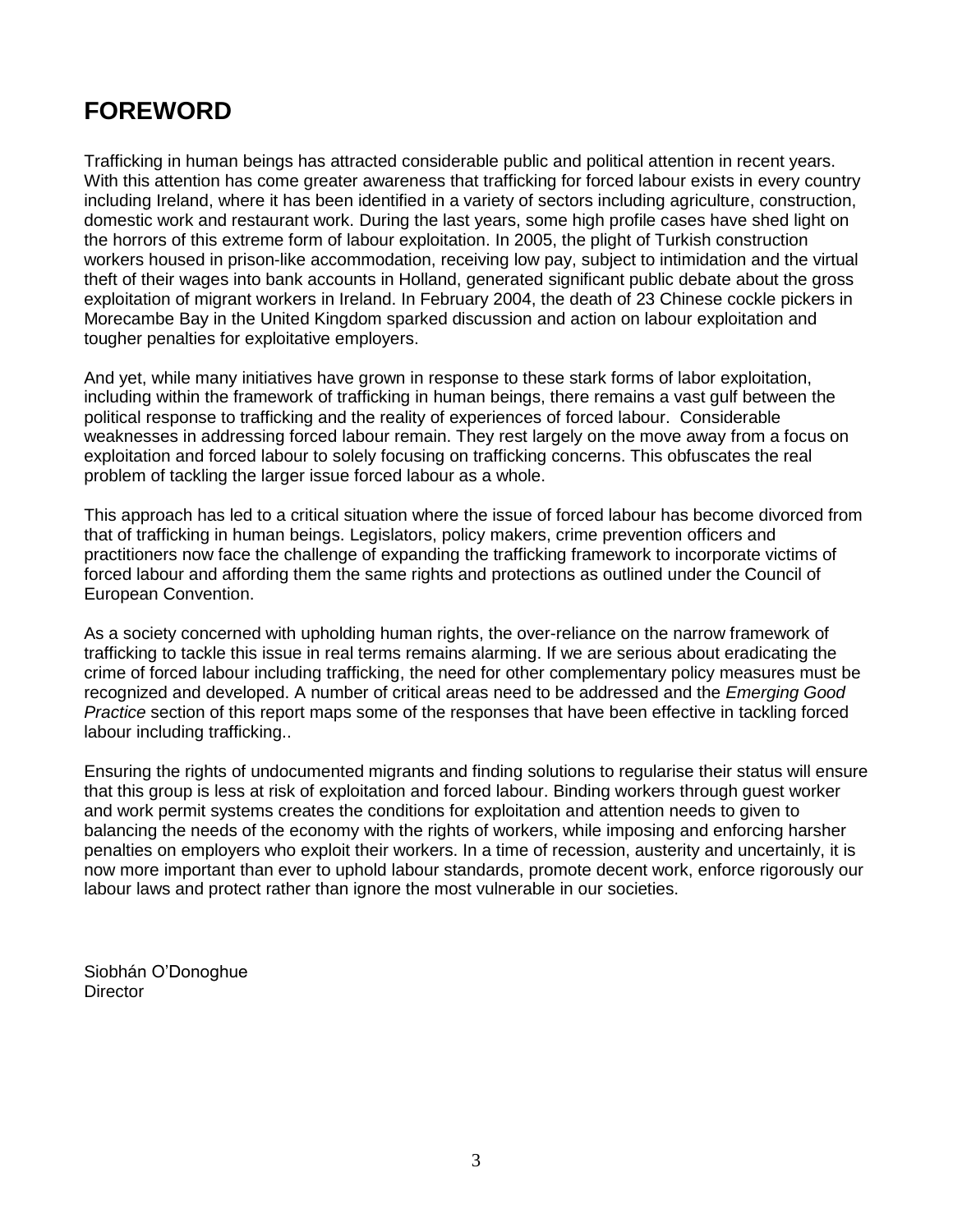# FOREWORD

Trafficking in human beings has attracted considerable public and political attention in recent years. With this attention has come greater awareness that trafficking for forced labour exists in every country including Ireland, where it has been identified in a variety of sectors including agriculture, construction, domestic work and restaurant work. During the last years, some high profile cases have shed light on the horrors of this extreme form of labour exploitation. In 2005, the plight of Turkish construction workers housed in prison-like accommodation, receiving low pay, subject to intimidation and the virtual theft of their wages into bank accounts in Holland, generated significant public debate about the gross exploitation of migrant workers in Ireland. In February 2004, the death of 23 Chinese cockle pickers in Morecambe Bay in the United Kingdom sparked discussion and action on labour exploitation and tougher penalties for exploitative employers.

And yet, while many initiatives have grown in response to these stark forms of labor exploitation, including within the framework of trafficking in human beings, there remains a vast gulf between the political response to trafficking and the reality of experiences of forced labour. Considerable weaknesses in addressing forced labour remain. They rest largely on the move away from a focus on exploitation and forced labour to solely focusing on trafficking concerns. This obfuscates the real problem of tackling the larger issue forced labour as a whole.

This approach has led to a critical situation where the issue of forced labour has become divorced from that of trafficking in human beings. Legislators, policy makers, crime prevention officers and practitioners now face the challenge of expanding the trafficking framework to incorporate victims of forced labour and affording them the same rights and protections as outlined under the Council of European Convention.

As a society concerned with upholding human rights, the over-reliance on the narrow framework of trafficking to tackle this issue in real terms remains alarming. If we are serious about eradicating the crime of forced labour including trafficking, the need for other complementary policy measures must be recognized and developed. A number of critical areas need to be addressed and the *Emerging Good Practice* section of this report maps some of the responses that have been effective in tackling forced labour including trafficking..

Ensuring the rights of undocumented migrants and finding solutions to regularise their status will ensure that this group is less at risk of exploitation and forced labour. Binding workers through guest worker and work permit systems creates the conditions for exploitation and attention needs to given to balancing the needs of the economy with the rights of workers, while imposing and enforcing harsher penalties on employers who exploit their workers. In a time of recession, austerity and uncertainly, it is now more important than ever to uphold labour standards, promote decent work, enforce rigorously our labour laws and protect rather than ignore the most vulnerable in our societies.

Siobhán O'Donoghue
Director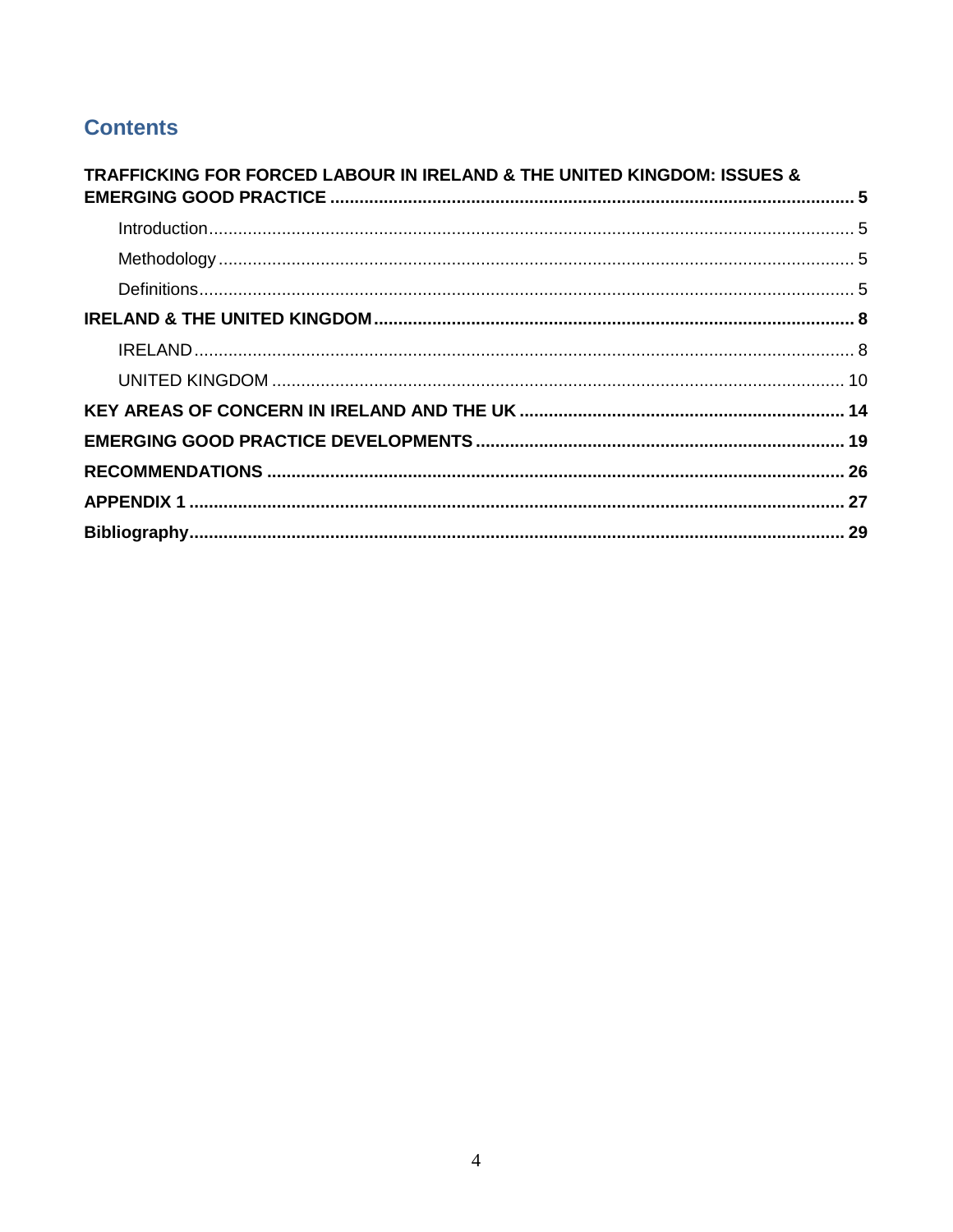## Contents

**TRAFFICKING FOR FORCED LABOUR IN IRELAND & THE UNITED KINGDOM: ISSUES & EMERGING GOOD PRACTICE** .......... 5

- Introduction .......... 5
- Methodology .......... 5
- Definitions .......... 5

**IRELAND & THE UNITED KINGDOM** .......... 8

- IRELAND .......... 8
- UNITED KINGDOM .......... 10

**KEY AREAS OF CONCERN IN IRELAND AND THE UK** .......... 14

**EMERGING GOOD PRACTICE DEVELOPMENTS** .......... 19

**RECOMMENDATIONS** .......... 26

**APPENDIX 1** .......... 27

**Bibliography** .......... 29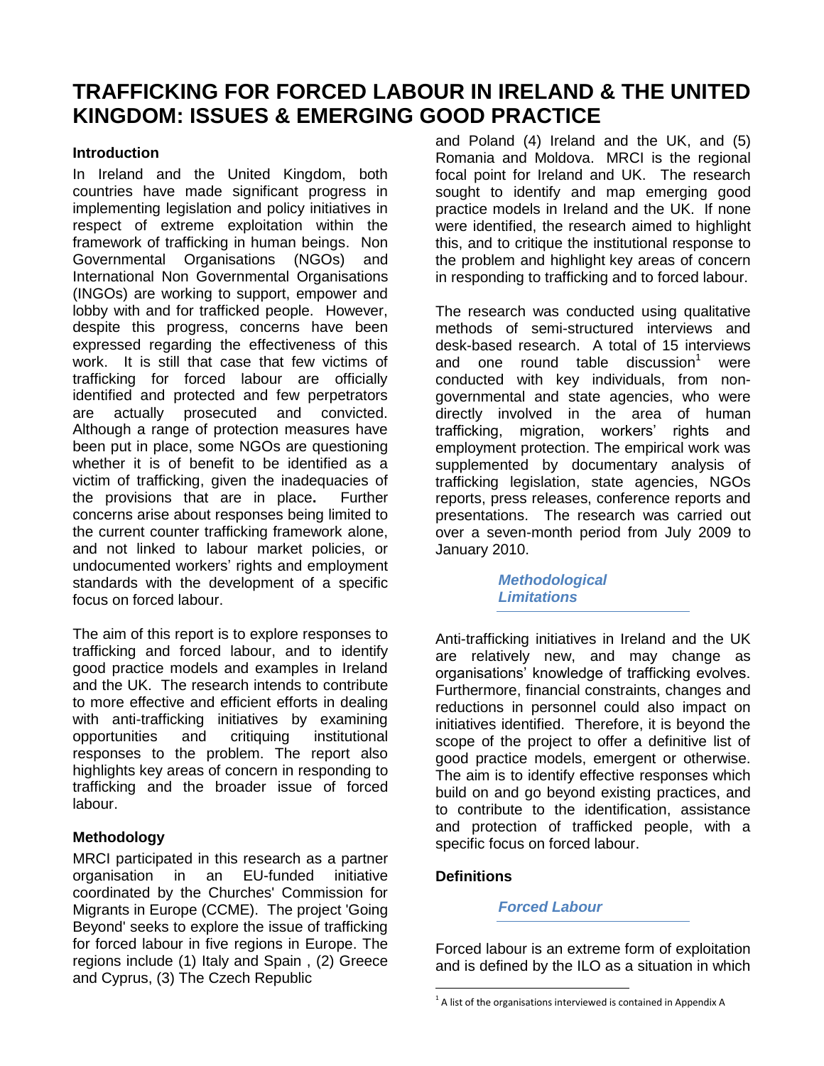# TRAFFICKING FOR FORCED LABOUR IN IRELAND & THE UNITED KINGDOM: ISSUES & EMERGING GOOD PRACTICE

## Introduction

In Ireland and the United Kingdom, both countries have made significant progress in implementing legislation and policy initiatives in respect of extreme exploitation within the framework of trafficking in human beings. Non Governmental Organisations (NGOs) and International Non Governmental Organisations (INGOs) are working to support, empower and lobby with and for trafficked people. However, despite this progress, concerns have been expressed regarding the effectiveness of this work. It is still that case that few victims of trafficking for forced labour are officially identified and protected and few perpetrators are actually prosecuted and convicted. Although a range of protection measures have been put in place, some NGOs are questioning whether it is of benefit to be identified as a victim of trafficking, given the inadequacies of the provisions that are in place**.** Further concerns arise about responses being limited to the current counter trafficking framework alone, and not linked to labour market policies, or undocumented workers' rights and employment standards with the development of a specific focus on forced labour.

The aim of this report is to explore responses to trafficking and forced labour, and to identify good practice models and examples in Ireland and the UK. The research intends to contribute to more effective and efficient efforts in dealing with anti-trafficking initiatives by examining opportunities and critiquing institutional responses to the problem. The report also highlights key areas of concern in responding to trafficking and the broader issue of forced labour.

## Methodology

MRCI participated in this research as a partner organisation in an EU-funded initiative coordinated by the Churches' Commission for Migrants in Europe (CCME). The project 'Going Beyond' seeks to explore the issue of trafficking for forced labour in five regions in Europe. The regions include (1) Italy and Spain , (2) Greece and Cyprus, (3) The Czech Republic and Poland (4) Ireland and the UK, and (5) Romania and Moldova. MRCI is the regional focal point for Ireland and UK. The research sought to identify and map emerging good practice models in Ireland and the UK. If none were identified, the research aimed to highlight this, and to critique the institutional response to the problem and highlight key areas of concern in responding to trafficking and to forced labour.

The research was conducted using qualitative methods of semi-structured interviews and desk-based research. A total of 15 interviews and one round table discussion[1] were conducted with key individuals, from non-governmental and state agencies, who were directly involved in the area of human trafficking, migration, workers' rights and employment protection. The empirical work was supplemented by documentary analysis of trafficking legislation, state agencies, NGOs reports, press releases, conference reports and presentations. The research was carried out over a seven-month period from July 2009 to January 2010.

### *Methodological Limitations*

Anti-trafficking initiatives in Ireland and the UK are relatively new, and may change as organisations' knowledge of trafficking evolves. Furthermore, financial constraints, changes and reductions in personnel could also impact on initiatives identified. Therefore, it is beyond the scope of the project to offer a definitive list of good practice models, emergent or otherwise. The aim is to identify effective responses which build on and go beyond existing practices, and to contribute to the identification, assistance and protection of trafficked people, with a specific focus on forced labour.

## Definitions

### *Forced Labour*

Forced labour is an extreme form of exploitation and is defined by the ILO as a situation in which

[1] A list of the organisations interviewed is contained in Appendix A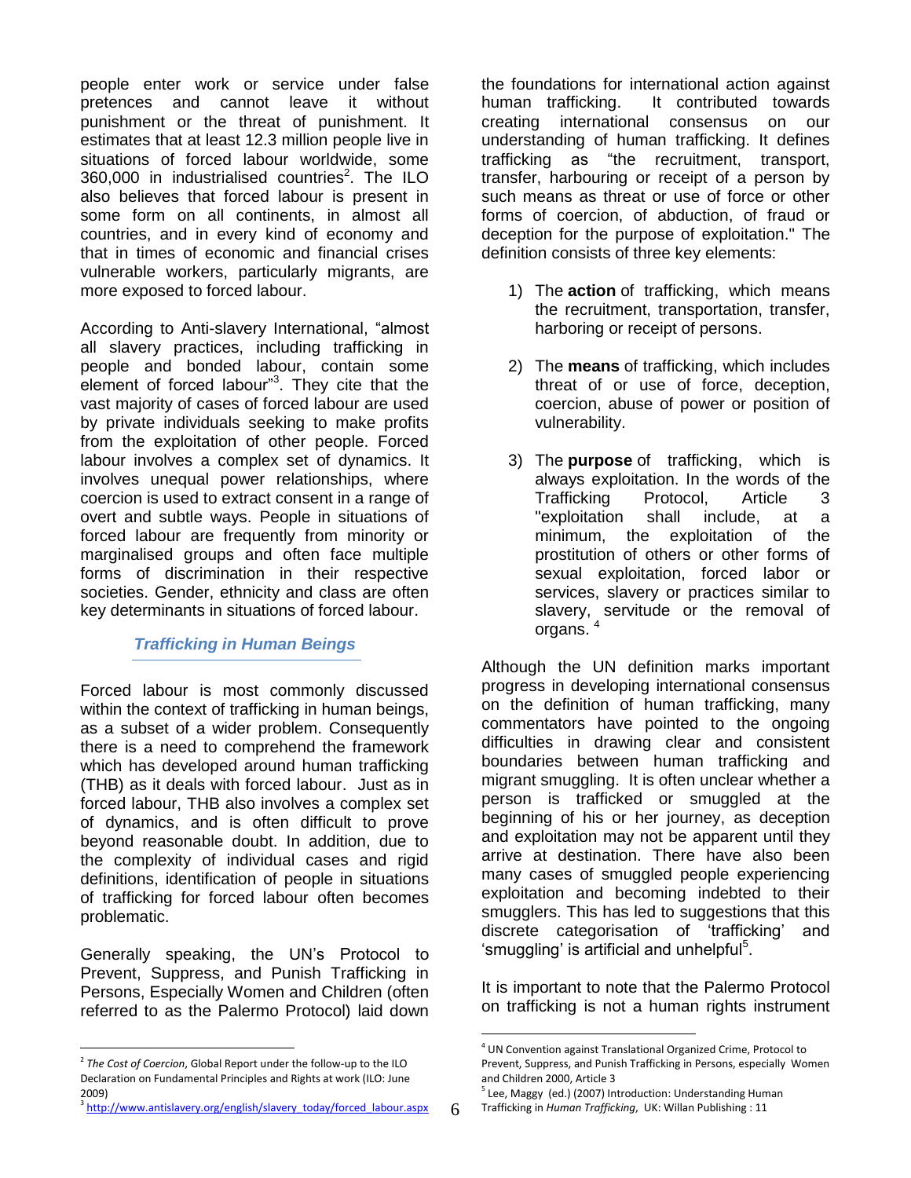people enter work or service under false pretences and cannot leave it without punishment or the threat of punishment. It estimates that at least 12.3 million people live in situations of forced labour worldwide, some 360,000 in industrialised countries[2]. The ILO also believes that forced labour is present in some form on all continents, in almost all countries, and in every kind of economy and that in times of economic and financial crises vulnerable workers, particularly migrants, are more exposed to forced labour.

According to Anti-slavery International, "almost all slavery practices, including trafficking in people and bonded labour, contain some element of forced labour"[3]. They cite that the vast majority of cases of forced labour are used by private individuals seeking to make profits from the exploitation of other people. Forced labour involves a complex set of dynamics. It involves unequal power relationships, where coercion is used to extract consent in a range of overt and subtle ways. People in situations of forced labour are frequently from minority or marginalised groups and often face multiple forms of discrimination in their respective societies. Gender, ethnicity and class are often key determinants in situations of forced labour.

### *Trafficking in Human Beings*

Forced labour is most commonly discussed within the context of trafficking in human beings, as a subset of a wider problem. Consequently there is a need to comprehend the framework which has developed around human trafficking (THB) as it deals with forced labour. Just as in forced labour, THB also involves a complex set of dynamics, and is often difficult to prove beyond reasonable doubt. In addition, due to the complexity of individual cases and rigid definitions, identification of people in situations of trafficking for forced labour often becomes problematic.

Generally speaking, the UN's Protocol to Prevent, Suppress, and Punish Trafficking in Persons, Especially Women and Children (often referred to as the Palermo Protocol) laid down the foundations for international action against human trafficking. It contributed towards creating international consensus on our understanding of human trafficking. It defines trafficking as "the recruitment, transport, transfer, harbouring or receipt of a person by such means as threat or use of force or other forms of coercion, of abduction, of fraud or deception for the purpose of exploitation." The definition consists of three key elements:

1) The **action** of trafficking, which means the recruitment, transportation, transfer, harboring or receipt of persons.
2) The **means** of trafficking, which includes threat of or use of force, deception, coercion, abuse of power or position of vulnerability.
3) The **purpose** of trafficking, which is always exploitation. In the words of the Trafficking Protocol, Article 3 "exploitation shall include, at a minimum, the exploitation of the prostitution of others or other forms of sexual exploitation, forced labor or services, slavery or practices similar to slavery, servitude or the removal of organs. [4]

Although the UN definition marks important progress in developing international consensus on the definition of human trafficking, many commentators have pointed to the ongoing difficulties in drawing clear and consistent boundaries between human trafficking and migrant smuggling. It is often unclear whether a person is trafficked or smuggled at the beginning of his or her journey, as deception and exploitation may not be apparent until they arrive at destination. There have also been many cases of smuggled people experiencing exploitation and becoming indebted to their smugglers. This has led to suggestions that this discrete categorisation of 'trafficking' and 'smuggling' is artificial and unhelpful[5].

It is important to note that the Palermo Protocol on trafficking is not a human rights instrument

---

[2] *The Cost of Coercion*, Global Report under the follow-up to the ILO Declaration on Fundamental Principles and Rights at work (ILO: June 2009)

[3] http://www.antislavery.org/english/slavery_today/forced_labour.aspx

[4] UN Convention against Translational Organized Crime, Protocol to Prevent, Suppress, and Punish Trafficking in Persons, especially Women and Children 2000, Article 3

[5] Lee, Maggy (ed.) (2007) Introduction: Understanding Human Trafficking in *Human Trafficking*, UK: Willan Publishing : 11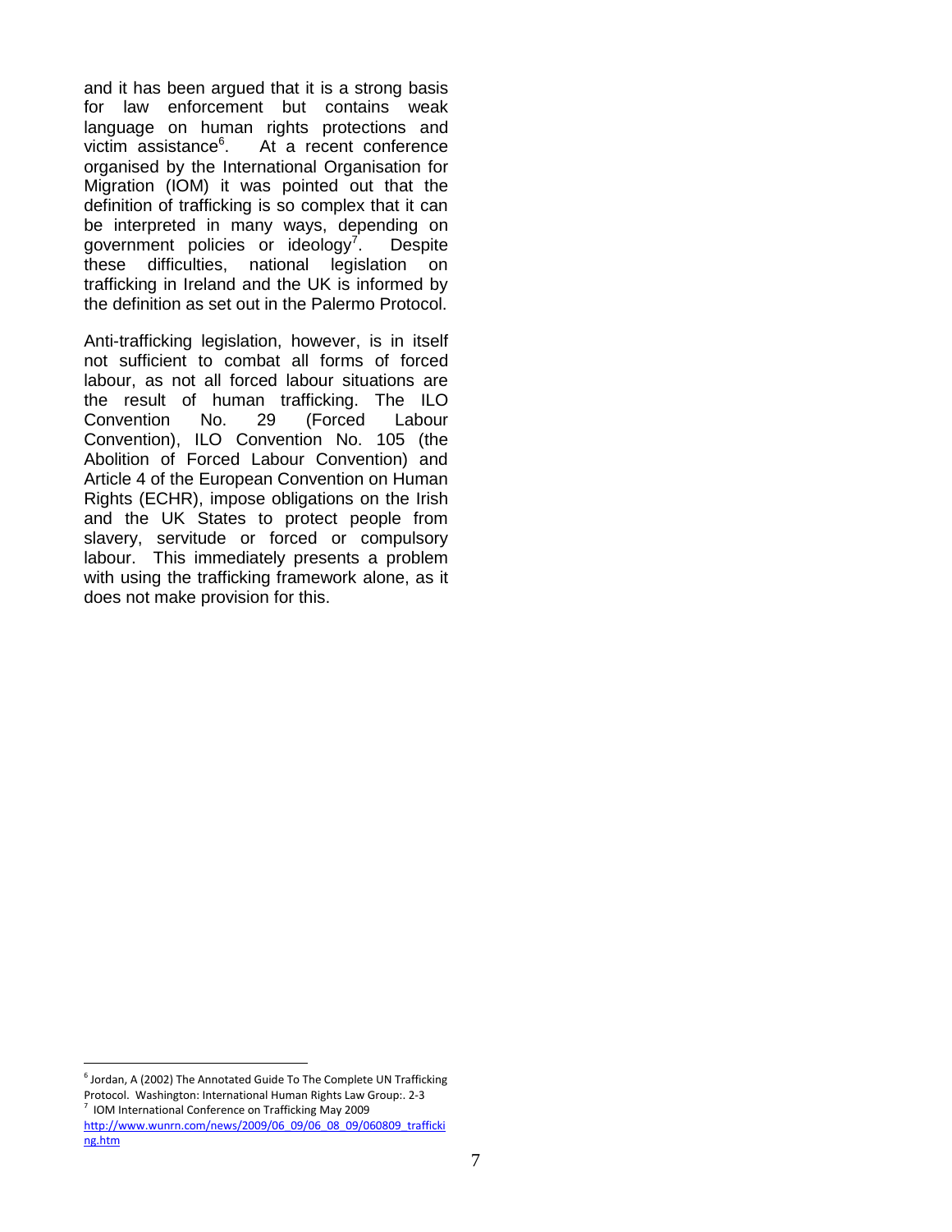and it has been argued that it is a strong basis for law enforcement but contains weak language on human rights protections and victim assistance[6]. At a recent conference organised by the International Organisation for Migration (IOM) it was pointed out that the definition of trafficking is so complex that it can be interpreted in many ways, depending on government policies or ideology[7]. Despite these difficulties, national legislation on trafficking in Ireland and the UK is informed by the definition as set out in the Palermo Protocol.

Anti-trafficking legislation, however, is in itself not sufficient to combat all forms of forced labour, as not all forced labour situations are the result of human trafficking. The ILO Convention No. 29 (Forced Labour Convention), ILO Convention No. 105 (the Abolition of Forced Labour Convention) and Article 4 of the European Convention on Human Rights (ECHR), impose obligations on the Irish and the UK States to protect people from slavery, servitude or forced or compulsory labour. This immediately presents a problem with using the trafficking framework alone, as it does not make provision for this.

---

[6] Jordan, A (2002) The Annotated Guide To The Complete UN Trafficking Protocol. Washington: International Human Rights Law Group:. 2-3

[7] IOM International Conference on Trafficking May 2009 http://www.wunrn.com/news/2009/06_09/06_08_09/060809_trafficking.htm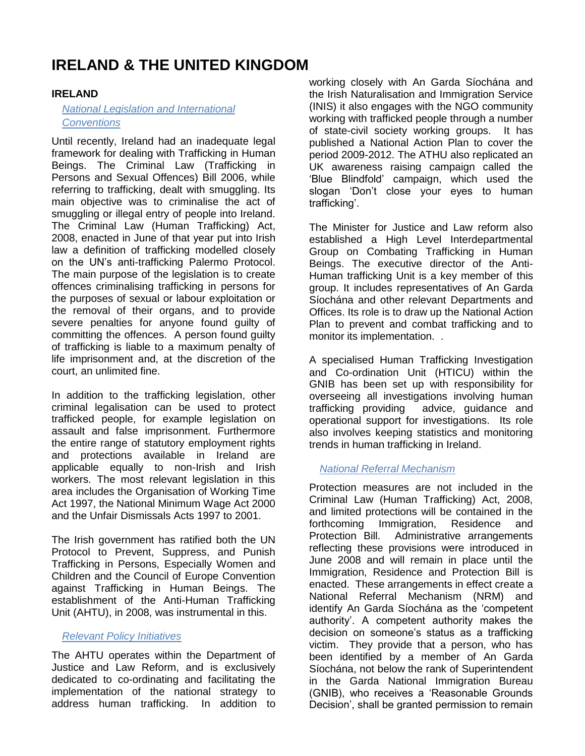# IRELAND & THE UNITED KINGDOM

## IRELAND

### *National Legislation and International Conventions*

Until recently, Ireland had an inadequate legal framework for dealing with Trafficking in Human Beings. The Criminal Law (Trafficking in Persons and Sexual Offences) Bill 2006, while referring to trafficking, dealt with smuggling. Its main objective was to criminalise the act of smuggling or illegal entry of people into Ireland. The Criminal Law (Human Trafficking) Act, 2008, enacted in June of that year put into Irish law a definition of trafficking modelled closely on the UN's anti-trafficking Palermo Protocol. The main purpose of the legislation is to create offences criminalising trafficking in persons for the purposes of sexual or labour exploitation or the removal of their organs, and to provide severe penalties for anyone found guilty of committing the offences. A person found guilty of trafficking is liable to a maximum penalty of life imprisonment and, at the discretion of the court, an unlimited fine.

In addition to the trafficking legislation, other criminal legalisation can be used to protect trafficked people, for example legislation on assault and false imprisonment. Furthermore the entire range of statutory employment rights and protections available in Ireland are applicable equally to non-Irish and Irish workers. The most relevant legislation in this area includes the Organisation of Working Time Act 1997, the National Minimum Wage Act 2000 and the Unfair Dismissals Acts 1997 to 2001.

The Irish government has ratified both the UN Protocol to Prevent, Suppress, and Punish Trafficking in Persons, Especially Women and Children and the Council of Europe Convention against Trafficking in Human Beings. The establishment of the Anti-Human Trafficking Unit (AHTU), in 2008, was instrumental in this.

### *Relevant Policy Initiatives*

The AHTU operates within the Department of Justice and Law Reform, and is exclusively dedicated to co-ordinating and facilitating the implementation of the national strategy to address human trafficking. In addition to working closely with An Garda Síochána and the Irish Naturalisation and Immigration Service (INIS) it also engages with the NGO community working with trafficked people through a number of state-civil society working groups. It has published a National Action Plan to cover the period 2009-2012. The ATHU also replicated an UK awareness raising campaign called the 'Blue Blindfold' campaign, which used the slogan 'Don't close your eyes to human trafficking'.

The Minister for Justice and Law reform also established a High Level Interdepartmental Group on Combating Trafficking in Human Beings. The executive director of the Anti-Human trafficking Unit is a key member of this group. It includes representatives of An Garda Síochána and other relevant Departments and Offices. Its role is to draw up the National Action Plan to prevent and combat trafficking and to monitor its implementation. .

A specialised Human Trafficking Investigation and Co-ordination Unit (HTICU) within the GNIB has been set up with responsibility for overseeing all investigations involving human trafficking providing advice, guidance and operational support for investigations. Its role also involves keeping statistics and monitoring trends in human trafficking in Ireland.

### *National Referral Mechanism*

Protection measures are not included in the Criminal Law (Human Trafficking) Act, 2008, and limited protections will be contained in the forthcoming Immigration, Residence and Protection Bill. Administrative arrangements reflecting these provisions were introduced in June 2008 and will remain in place until the Immigration, Residence and Protection Bill is enacted. These arrangements in effect create a National Referral Mechanism (NRM) and identify An Garda Síochána as the 'competent authority'. A competent authority makes the decision on someone's status as a trafficking victim. They provide that a person, who has been identified by a member of An Garda Síochána, not below the rank of Superintendent in the Garda National Immigration Bureau (GNIB), who receives a 'Reasonable Grounds Decision', shall be granted permission to remain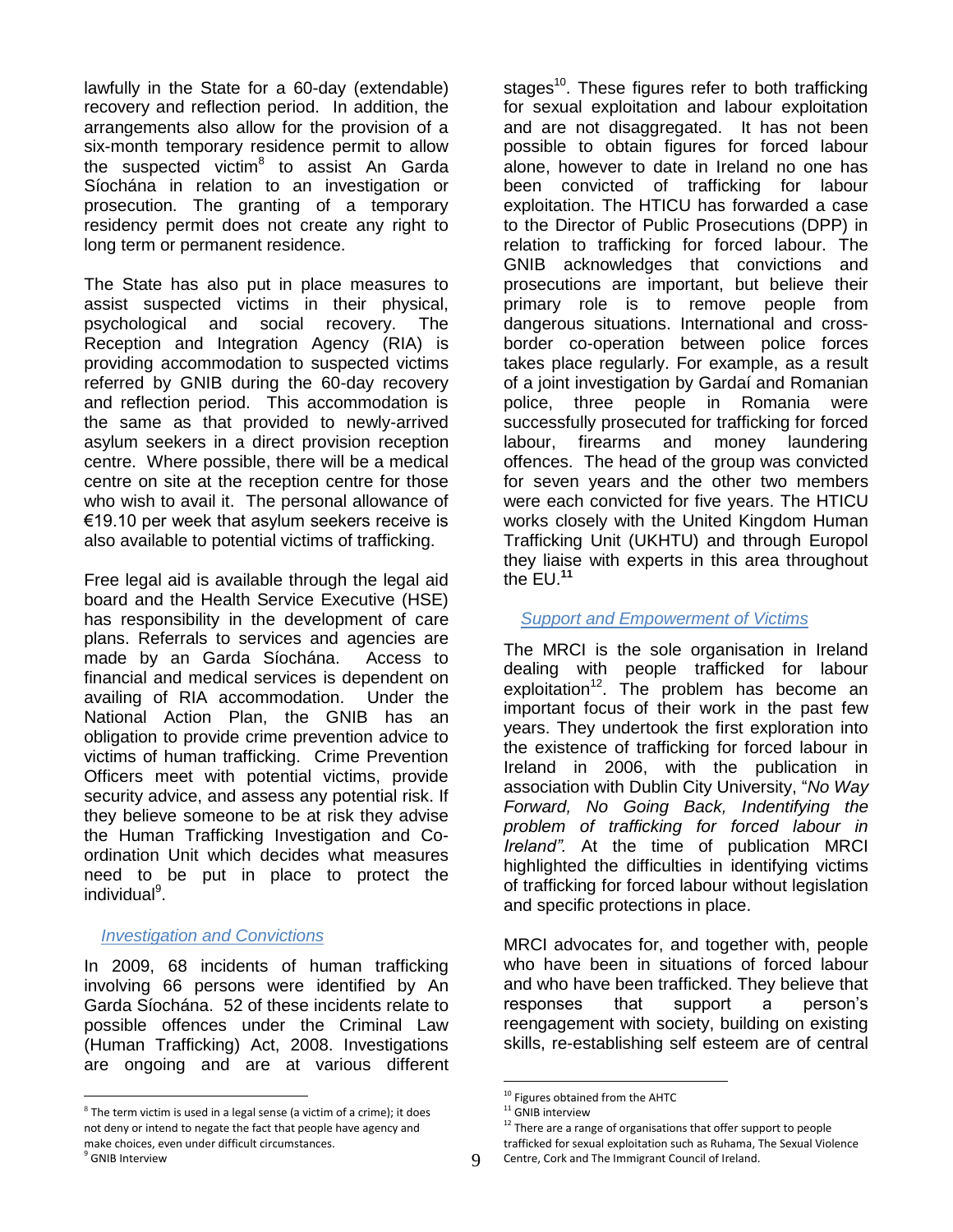lawfully in the State for a 60-day (extendable) recovery and reflection period. In addition, the arrangements also allow for the provision of a six-month temporary residence permit to allow the suspected victim[8] to assist An Garda Síochána in relation to an investigation or prosecution. The granting of a temporary residency permit does not create any right to long term or permanent residence.

The State has also put in place measures to assist suspected victims in their physical, psychological and social recovery. The Reception and Integration Agency (RIA) is providing accommodation to suspected victims referred by GNIB during the 60-day recovery and reflection period. This accommodation is the same as that provided to newly-arrived asylum seekers in a direct provision reception centre. Where possible, there will be a medical centre on site at the reception centre for those who wish to avail it. The personal allowance of €19.10 per week that asylum seekers receive is also available to potential victims of trafficking.

Free legal aid is available through the legal aid board and the Health Service Executive (HSE) has responsibility in the development of care plans. Referrals to services and agencies are made by an Garda Síochána. Access to financial and medical services is dependent on availing of RIA accommodation. Under the National Action Plan, the GNIB has an obligation to provide crime prevention advice to victims of human trafficking. Crime Prevention Officers meet with potential victims, provide security advice, and assess any potential risk. If they believe someone to be at risk they advise the Human Trafficking Investigation and Co-ordination Unit which decides what measures need to be put in place to protect the individual[9].

### *Investigation and Convictions*

In 2009, 68 incidents of human trafficking involving 66 persons were identified by An Garda Síochána. 52 of these incidents relate to possible offences under the Criminal Law (Human Trafficking) Act, 2008. Investigations are ongoing and are at various different stages[10]. These figures refer to both trafficking for sexual exploitation and labour exploitation and are not disaggregated. It has not been possible to obtain figures for forced labour alone, however to date in Ireland no one has been convicted of trafficking for labour exploitation. The HTICU has forwarded a case to the Director of Public Prosecutions (DPP) in relation to trafficking for forced labour. The GNIB acknowledges that convictions and prosecutions are important, but believe their primary role is to remove people from dangerous situations. International and cross-border co-operation between police forces takes place regularly. For example, as a result of a joint investigation by Gardaí and Romanian police, three people in Romania were successfully prosecuted for trafficking for forced labour, firearms and money laundering offences. The head of the group was convicted for seven years and the other two members were each convicted for five years. The HTICU works closely with the United Kingdom Human Trafficking Unit (UKHTU) and through Europol they liaise with experts in this area throughout the EU.[11]

### *Support and Empowerment of Victims*

The MRCI is the sole organisation in Ireland dealing with people trafficked for labour exploitation[12]. The problem has become an important focus of their work in the past few years. They undertook the first exploration into the existence of trafficking for forced labour in Ireland in 2006, with the publication in association with Dublin City University, "*No Way Forward, No Going Back, Indentifying the problem of trafficking for forced labour in Ireland".* At the time of publication MRCI highlighted the difficulties in identifying victims of trafficking for forced labour without legislation and specific protections in place.

MRCI advocates for, and together with, people who have been in situations of forced labour and who have been trafficked. They believe that responses that support a person's reengagement with society, building on existing skills, re-establishing self esteem are of central

---

[8] The term victim is used in a legal sense (a victim of a crime); it does not deny or intend to negate the fact that people have agency and make choices, even under difficult circumstances.

[9] GNIB Interview

[10] Figures obtained from the AHTC

[11] GNIB interview

[12] There are a range of organisations that offer support to people trafficked for sexual exploitation such as Ruhama, The Sexual Violence Centre, Cork and The Immigrant Council of Ireland.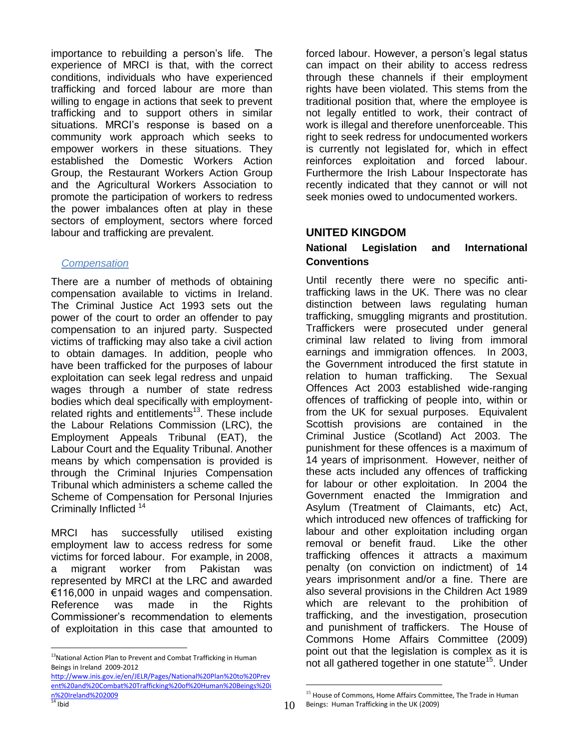importance to rebuilding a person's life. The experience of MRCI is that, with the correct conditions, individuals who have experienced trafficking and forced labour are more than willing to engage in actions that seek to prevent trafficking and to support others in similar situations. MRCI's response is based on a community work approach which seeks to empower workers in these situations. They established the Domestic Workers Action Group, the Restaurant Workers Action Group and the Agricultural Workers Association to promote the participation of workers to redress the power imbalances often at play in these sectors of employment, sectors where forced labour and trafficking are prevalent.

*Compensation*

There are a number of methods of obtaining compensation available to victims in Ireland. The Criminal Justice Act 1993 sets out the power of the court to order an offender to pay compensation to an injured party. Suspected victims of trafficking may also take a civil action to obtain damages. In addition, people who have been trafficked for the purposes of labour exploitation can seek legal redress and unpaid wages through a number of state redress bodies which deal specifically with employment-related rights and entitlements[13]. These include the Labour Relations Commission (LRC), the Employment Appeals Tribunal (EAT), the Labour Court and the Equality Tribunal. Another means by which compensation is provided is through the Criminal Injuries Compensation Tribunal which administers a scheme called the Scheme of Compensation for Personal Injuries Criminally Inflicted [14]

MRCI has successfully utilised existing employment law to access redress for some victims for forced labour. For example, in 2008, a migrant worker from Pakistan was represented by MRCI at the LRC and awarded €116,000 in unpaid wages and compensation. Reference was made in the Rights Commissioner's recommendation to elements of exploitation in this case that amounted to forced labour. However, a person's legal status can impact on their ability to access redress through these channels if their employment rights have been violated. This stems from the traditional position that, where the employee is not legally entitled to work, their contract of work is illegal and therefore unenforceable. This right to seek redress for undocumented workers is currently not legislated for, which in effect reinforces exploitation and forced labour. Furthermore the Irish Labour Inspectorate has recently indicated that they cannot or will not seek monies owed to undocumented workers.

## UNITED KINGDOM

### National Legislation and International Conventions

Until recently there were no specific anti-trafficking laws in the UK. There was no clear distinction between laws regulating human trafficking, smuggling migrants and prostitution. Traffickers were prosecuted under general criminal law related to living from immoral earnings and immigration offences. In 2003, the Government introduced the first statute in relation to human trafficking. The Sexual Offences Act 2003 established wide-ranging offences of trafficking of people into, within or from the UK for sexual purposes. Equivalent Scottish provisions are contained in the Criminal Justice (Scotland) Act 2003. The punishment for these offences is a maximum of 14 years of imprisonment. However, neither of these acts included any offences of trafficking for labour or other exploitation. In 2004 the Government enacted the Immigration and Asylum (Treatment of Claimants, etc) Act, which introduced new offences of trafficking for labour and other exploitation including organ removal or benefit fraud. Like the other trafficking offences it attracts a maximum penalty (on conviction on indictment) of 14 years imprisonment and/or a fine. There are also several provisions in the Children Act 1989 which are relevant to the prohibition of trafficking, and the investigation, prosecution and punishment of traffickers. The House of Commons Home Affairs Committee (2009) point out that the legislation is complex as it is not all gathered together in one statute[15]. Under

---

[13] National Action Plan to Prevent and Combat Trafficking in Human Beings in Ireland 2009-2012 http://www.inis.gov.ie/en/JELR/Pages/National%20Plan%20to%20Prevent%20and%20Combat%20Trafficking%20of%20Human%20Beings%20in%20Ireland%202009

[14] Ibid

[15] House of Commons, Home Affairs Committee, The Trade in Human Beings: Human Trafficking in the UK (2009)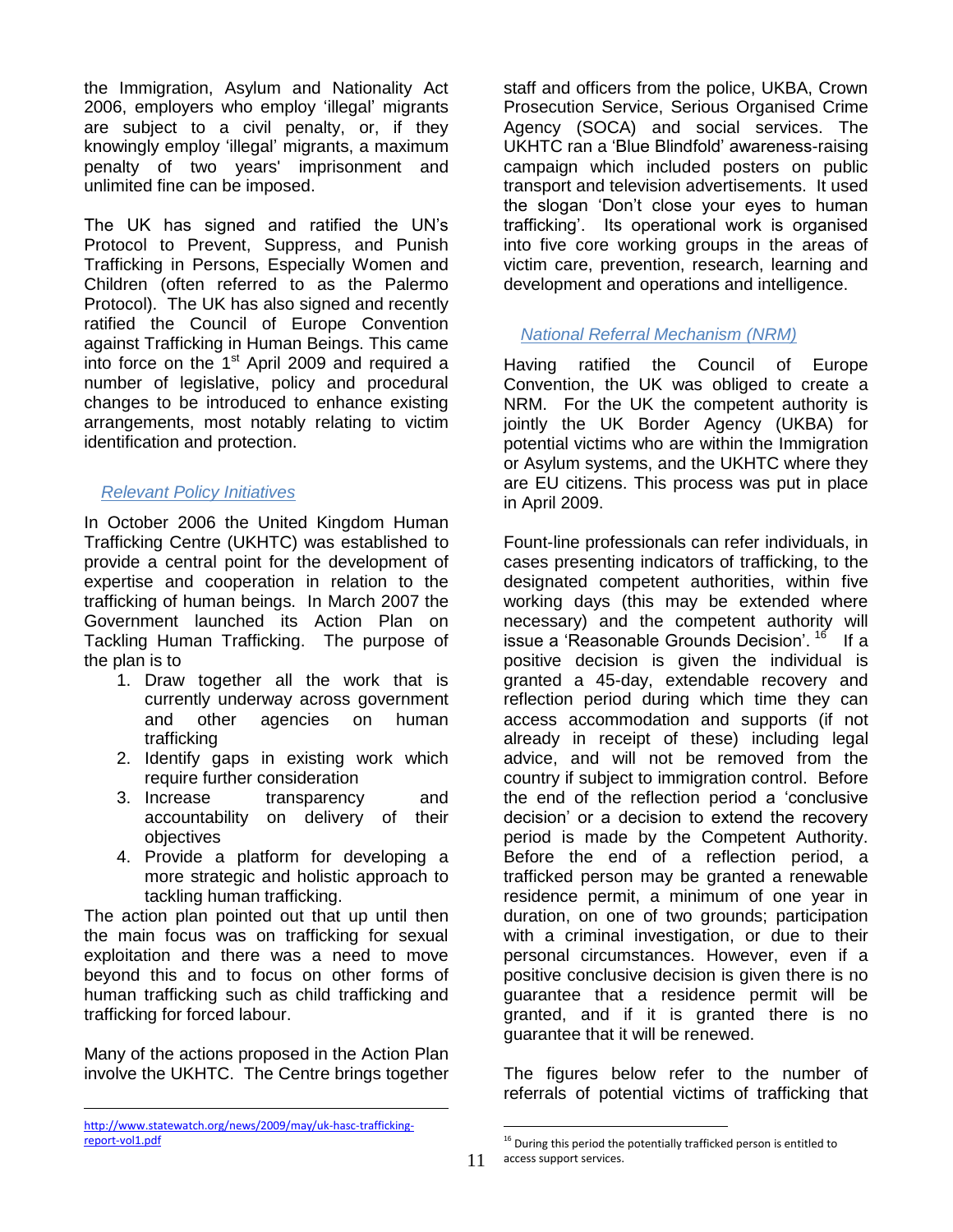the Immigration, Asylum and Nationality Act 2006, employers who employ 'illegal' migrants are subject to a civil penalty, or, if they knowingly employ 'illegal' migrants, a maximum penalty of two years' imprisonment and unlimited fine can be imposed.

The UK has signed and ratified the UN's Protocol to Prevent, Suppress, and Punish Trafficking in Persons, Especially Women and Children (often referred to as the Palermo Protocol). The UK has also signed and recently ratified the Council of Europe Convention against Trafficking in Human Beings. This came into force on the 1st April 2009 and required a number of legislative, policy and procedural changes to be introduced to enhance existing arrangements, most notably relating to victim identification and protection.

### *Relevant Policy Initiatives*

In October 2006 the United Kingdom Human Trafficking Centre (UKHTC) was established to provide a central point for the development of expertise and cooperation in relation to the trafficking of human beings. In March 2007 the Government launched its Action Plan on Tackling Human Trafficking. The purpose of the plan is to

1. Draw together all the work that is currently underway across government and other agencies on human trafficking
2. Identify gaps in existing work which require further consideration
3. Increase transparency and accountability on delivery of their objectives
4. Provide a platform for developing a more strategic and holistic approach to tackling human trafficking.

The action plan pointed out that up until then the main focus was on trafficking for sexual exploitation and there was a need to move beyond this and to focus on other forms of human trafficking such as child trafficking and trafficking for forced labour.

Many of the actions proposed in the Action Plan involve the UKHTC. The Centre brings together staff and officers from the police, UKBA, Crown Prosecution Service, Serious Organised Crime Agency (SOCA) and social services. The UKHTC ran a 'Blue Blindfold' awareness-raising campaign which included posters on public transport and television advertisements. It used the slogan 'Don't close your eyes to human trafficking'. Its operational work is organised into five core working groups in the areas of victim care, prevention, research, learning and development and operations and intelligence.

### *National Referral Mechanism (NRM)*

Having ratified the Council of Europe Convention, the UK was obliged to create a NRM. For the UK the competent authority is jointly the UK Border Agency (UKBA) for potential victims who are within the Immigration or Asylum systems, and the UKHTC where they are EU citizens. This process was put in place in April 2009.

Fount-line professionals can refer individuals, in cases presenting indicators of trafficking, to the designated competent authorities, within five working days (this may be extended where necessary) and the competent authority will issue a 'Reasonable Grounds Decision'.[16] If a positive decision is given the individual is granted a 45-day, extendable recovery and reflection period during which time they can access accommodation and supports (if not already in receipt of these) including legal advice, and will not be removed from the country if subject to immigration control. Before the end of the reflection period a 'conclusive decision' or a decision to extend the recovery period is made by the Competent Authority. Before the end of a reflection period, a trafficked person may be granted a renewable residence permit, a minimum of one year in duration, on one of two grounds; participation with a criminal investigation, or due to their personal circumstances. However, even if a positive conclusive decision is given there is no guarantee that a residence permit will be granted, and if it is granted there is no guarantee that it will be renewed.

The figures below refer to the number of referrals of potential victims of trafficking that

---

http://www.statewatch.org/news/2009/may/uk-hasc-trafficking-report-vol1.pdf

[16] During this period the potentially trafficked person is entitled to access support services.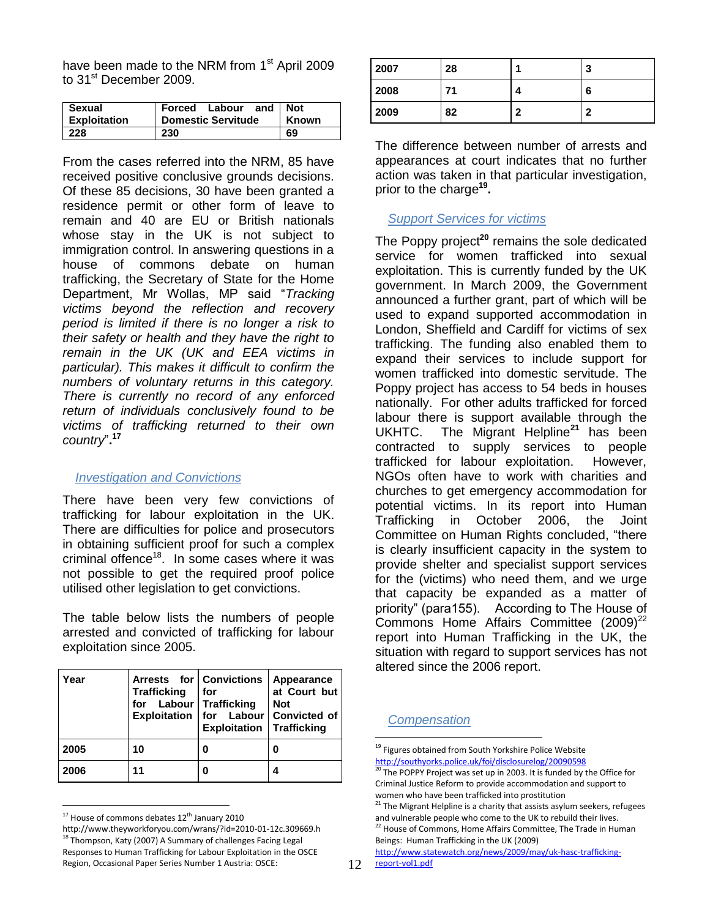have been made to the NRM from 1st April 2009 to 31st December 2009.

| Sexual Exploitation | Forced Labour and Domestic Servitude | Not Known |
|---|---|---|
| 228 | 230 | 69 |

From the cases referred into the NRM, 85 have received positive conclusive grounds decisions. Of these 85 decisions, 30 have been granted a residence permit or other form of leave to remain and 40 are EU or British nationals whose stay in the UK is not subject to immigration control. In answering questions in a house of commons debate on human trafficking, the Secretary of State for the Home Department, Mr Wollas, MP said "*Tracking victims beyond the reflection and recovery period is limited if there is no longer a risk to their safety or health and they have the right to remain in the UK (UK and EEA victims in particular). This makes it difficult to confirm the numbers of voluntary returns in this category. There is currently no record of any enforced return of individuals conclusively found to be victims of trafficking returned to their own country*".[17]

## Investigation and Convictions

There have been very few convictions of trafficking for labour exploitation in the UK. There are difficulties for police and prosecutors in obtaining sufficient proof for such a complex criminal offence[18]. In some cases where it was not possible to get the required proof police utilised other legislation to get convictions.

The table below lists the numbers of people arrested and convicted of trafficking for labour exploitation since 2005.

| Year | Arrests for Trafficking for Labour Exploitation | Convictions for Trafficking for Labour Exploitation | Appearance at Court but Not Convicted of Trafficking |
|---|---|---|---|
| 2005 | 10 | 0 | 0 |
| 2006 | 11 | 0 | 4 |
| 2007 | 28 | 1 | 3 |
| 2008 | 71 | 4 | 6 |
| 2009 | 82 | 2 | 2 |

The difference between number of arrests and appearances at court indicates that no further action was taken in that particular investigation, prior to the charge[19].

## Support Services for victims

The Poppy project[20] remains the sole dedicated service for women trafficked into sexual exploitation. This is currently funded by the UK government. In March 2009, the Government announced a further grant, part of which will be used to expand supported accommodation in London, Sheffield and Cardiff for victims of sex trafficking. The funding also enabled them to expand their services to include support for women trafficked into domestic servitude. The Poppy project has access to 54 beds in houses nationally. For other adults trafficked for forced labour there is support available through the UKHTC. The Migrant Helpline[21] has been contracted to supply services to people trafficked for labour exploitation. However, NGOs often have to work with charities and churches to get emergency accommodation for potential victims. In its report into Human Trafficking in October 2006, the Joint Committee on Human Rights concluded, "there is clearly insufficient capacity in the system to provide shelter and specialist support services for the (victims) who need them, and we urge that capacity be expanded as a matter of priority" (para155). According to The House of Commons Home Affairs Committee (2009)[22] report into Human Trafficking in the UK, the situation with regard to support services has not altered since the 2006 report.

## Compensation

---

[17] House of commons debates 12th January 2010 http://www.theyworkforyou.com/wrans/?id=2010-01-12c.309669.h

[18] Thompson, Katy (2007) A Summary of challenges Facing Legal Responses to Human Trafficking for Labour Exploitation in the OSCE Region, Occasional Paper Series Number 1 Austria: OSCE:

[19] Figures obtained from South Yorkshire Police Website http://southyorks.police.uk/foi/disclosurelog/20090598

[20] The POPPY Project was set up in 2003. It is funded by the Office for Criminal Justice Reform to provide accommodation and support to women who have been trafficked into prostitution

[21] The Migrant Helpline is a charity that assists asylum seekers, refugees and vulnerable people who come to the UK to rebuild their lives.

[22] House of Commons, Home Affairs Committee, The Trade in Human Beings: Human Trafficking in the UK (2009) http://www.statewatch.org/news/2009/may/uk-hasc-trafficking-report-vol1.pdf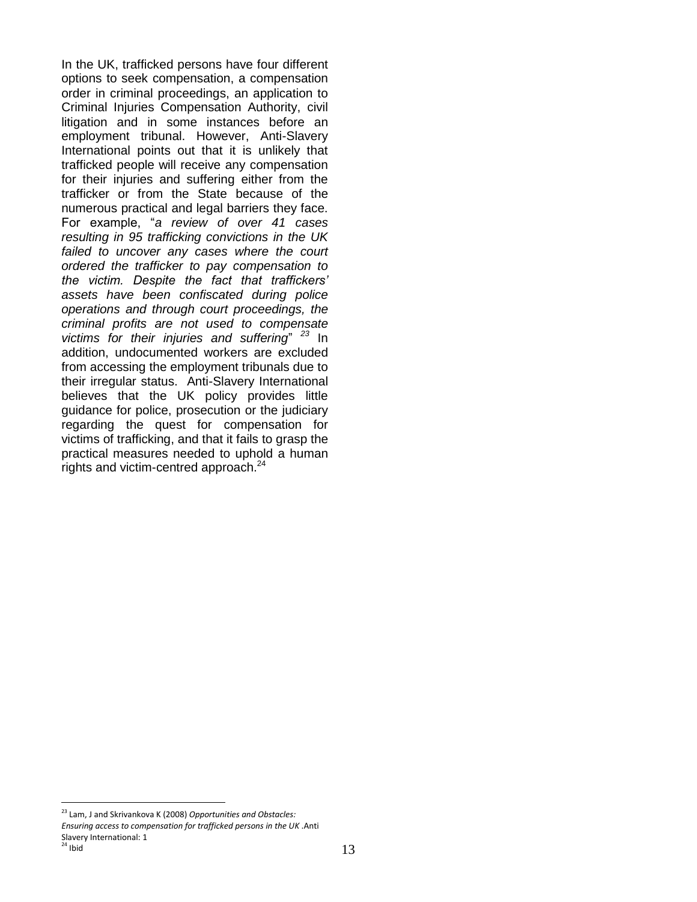In the UK, trafficked persons have four different options to seek compensation, a compensation order in criminal proceedings, an application to Criminal Injuries Compensation Authority, civil litigation and in some instances before an employment tribunal. However, Anti-Slavery International points out that it is unlikely that trafficked people will receive any compensation for their injuries and suffering either from the trafficker or from the State because of the numerous practical and legal barriers they face. For example, "*a review of over 41 cases resulting in 95 trafficking convictions in the UK failed to uncover any cases where the court ordered the trafficker to pay compensation to the victim. Despite the fact that traffickers' assets have been confiscated during police operations and through court proceedings, the criminal profits are not used to compensate victims for their injuries and suffering*" [23] In addition, undocumented workers are excluded from accessing the employment tribunals due to their irregular status. Anti-Slavery International believes that the UK policy provides little guidance for police, prosecution or the judiciary regarding the quest for compensation for victims of trafficking, and that it fails to grasp the practical measures needed to uphold a human rights and victim-centred approach.[24]

---

[23] Lam, J and Skrivankova K (2008) *Opportunities and Obstacles: Ensuring access to compensation for trafficked persons in the UK* .Anti Slavery International: 1

[24] Ibid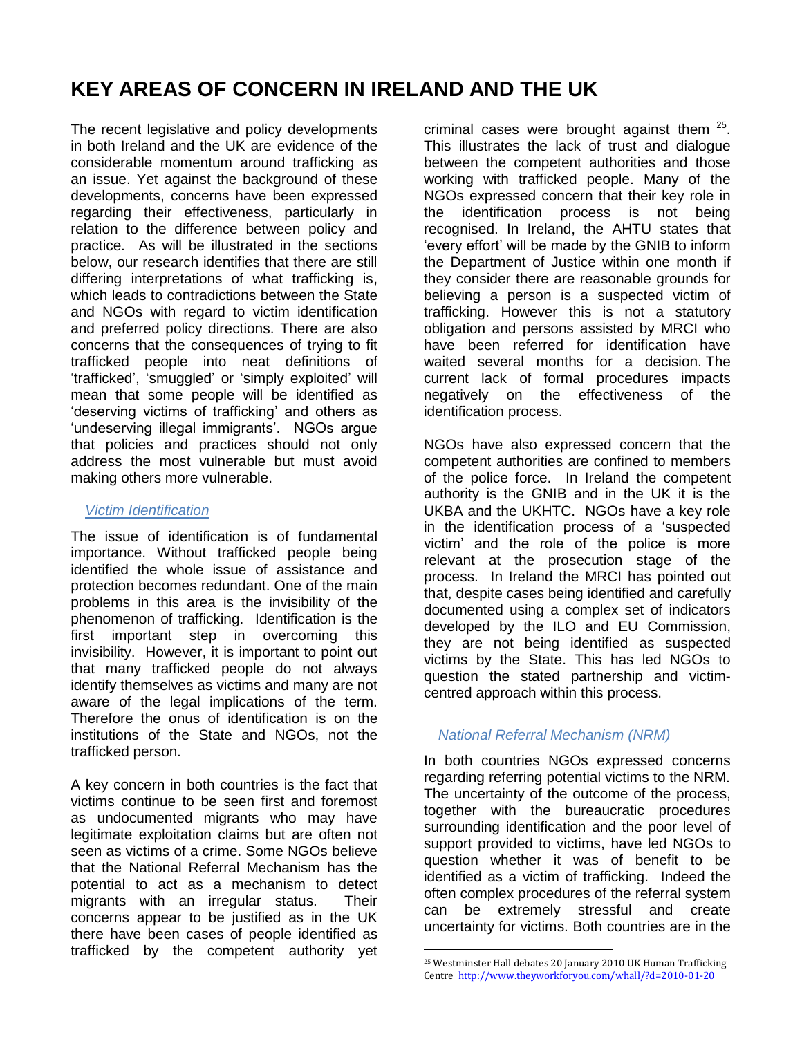# KEY AREAS OF CONCERN IN IRELAND AND THE UK

The recent legislative and policy developments in both Ireland and the UK are evidence of the considerable momentum around trafficking as an issue. Yet against the background of these developments, concerns have been expressed regarding their effectiveness, particularly in relation to the difference between policy and practice. As will be illustrated in the sections below, our research identifies that there are still differing interpretations of what trafficking is, which leads to contradictions between the State and NGOs with regard to victim identification and preferred policy directions. There are also concerns that the consequences of trying to fit trafficked people into neat definitions of 'trafficked', 'smuggled' or 'simply exploited' will mean that some people will be identified as 'deserving victims of trafficking' and others as 'undeserving illegal immigrants'. NGOs argue that policies and practices should not only address the most vulnerable but must avoid making others more vulnerable.

### *Victim Identification*

The issue of identification is of fundamental importance. Without trafficked people being identified the whole issue of assistance and protection becomes redundant. One of the main problems in this area is the invisibility of the phenomenon of trafficking. Identification is the first important step in overcoming this invisibility. However, it is important to point out that many trafficked people do not always identify themselves as victims and many are not aware of the legal implications of the term. Therefore the onus of identification is on the institutions of the State and NGOs, not the trafficked person.

A key concern in both countries is the fact that victims continue to be seen first and foremost as undocumented migrants who may have legitimate exploitation claims but are often not seen as victims of a crime. Some NGOs believe that the National Referral Mechanism has the potential to act as a mechanism to detect migrants with an irregular status. Their concerns appear to be justified as in the UK there have been cases of people identified as trafficked by the competent authority yet criminal cases were brought against them [25]. This illustrates the lack of trust and dialogue between the competent authorities and those working with trafficked people. Many of the NGOs expressed concern that their key role in the identification process is not being recognised. In Ireland, the AHTU states that 'every effort' will be made by the GNIB to inform the Department of Justice within one month if they consider there are reasonable grounds for believing a person is a suspected victim of trafficking. However this is not a statutory obligation and persons assisted by MRCI who have been referred for identification have waited several months for a decision. The current lack of formal procedures impacts negatively on the effectiveness of the identification process.

NGOs have also expressed concern that the competent authorities are confined to members of the police force. In Ireland the competent authority is the GNIB and in the UK it is the UKBA and the UKHTC. NGOs have a key role in the identification process of a 'suspected victim' and the role of the police is more relevant at the prosecution stage of the process. In Ireland the MRCI has pointed out that, despite cases being identified and carefully documented using a complex set of indicators developed by the ILO and EU Commission, they are not being identified as suspected victims by the State. This has led NGOs to question the stated partnership and victim-centred approach within this process.

### *National Referral Mechanism (NRM)*

In both countries NGOs expressed concerns regarding referring potential victims to the NRM. The uncertainty of the outcome of the process, together with the bureaucratic procedures surrounding identification and the poor level of support provided to victims, have led NGOs to question whether it was of benefit to be identified as a victim of trafficking. Indeed the often complex procedures of the referral system can be extremely stressful and create uncertainty for victims. Both countries are in the

---

[25] Westminster Hall debates 20 January 2010 UK Human Trafficking Centre http://www.theyworkforyou.com/whall/?d=2010-01-20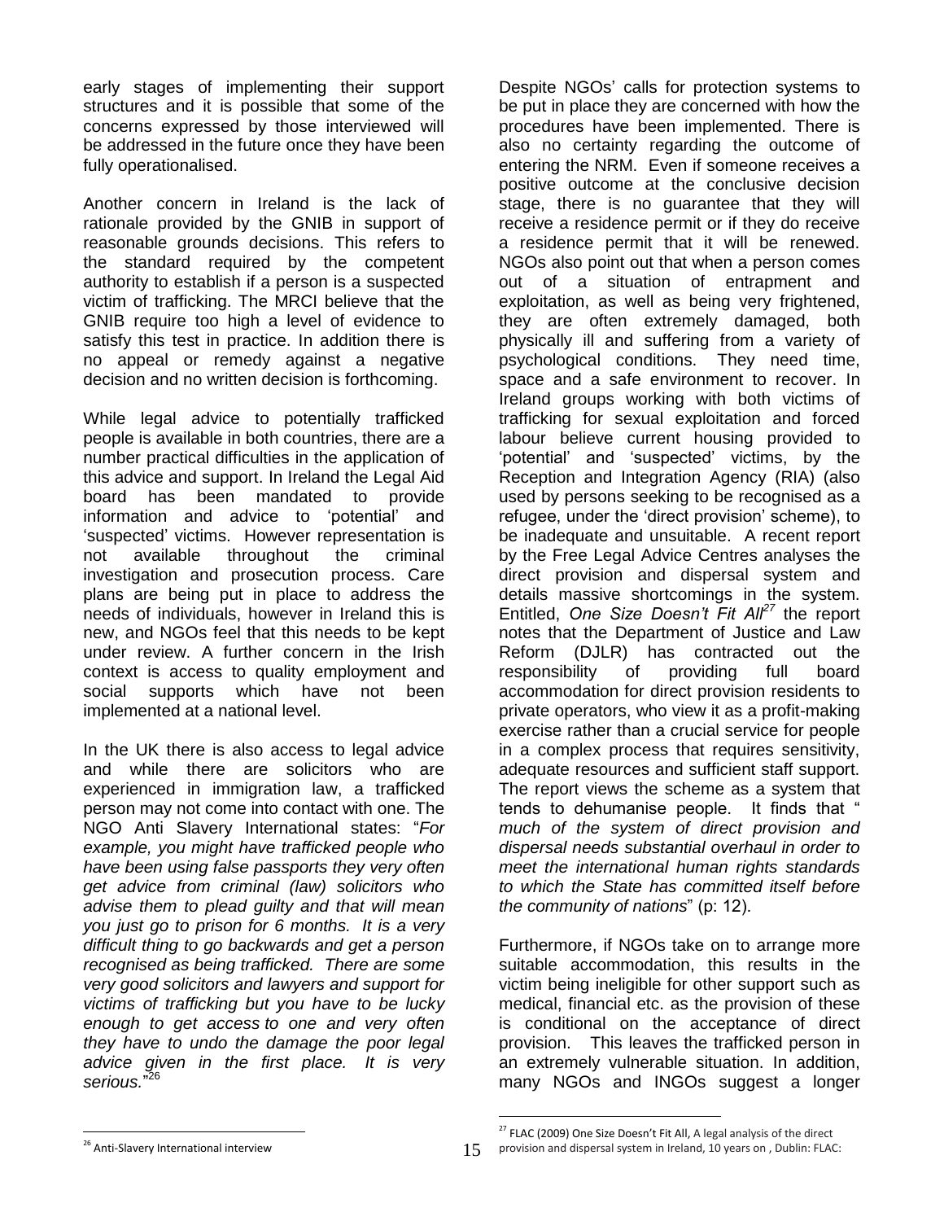early stages of implementing their support structures and it is possible that some of the concerns expressed by those interviewed will be addressed in the future once they have been fully operationalised.

Another concern in Ireland is the lack of rationale provided by the GNIB in support of reasonable grounds decisions. This refers to the standard required by the competent authority to establish if a person is a suspected victim of trafficking. The MRCI believe that the GNIB require too high a level of evidence to satisfy this test in practice. In addition there is no appeal or remedy against a negative decision and no written decision is forthcoming.

While legal advice to potentially trafficked people is available in both countries, there are a number practical difficulties in the application of this advice and support. In Ireland the Legal Aid board has been mandated to provide information and advice to 'potential' and 'suspected' victims. However representation is not available throughout the criminal investigation and prosecution process. Care plans are being put in place to address the needs of individuals, however in Ireland this is new, and NGOs feel that this needs to be kept under review. A further concern in the Irish context is access to quality employment and social supports which have not been implemented at a national level.

In the UK there is also access to legal advice and while there are solicitors who are experienced in immigration law, a trafficked person may not come into contact with one. The NGO Anti Slavery International states: "*For example, you might have trafficked people who have been using false passports they very often get advice from criminal (law) solicitors who advise them to plead guilty and that will mean you just go to prison for 6 months. It is a very difficult thing to go backwards and get a person recognised as being trafficked. There are some very good solicitors and lawyers and support for victims of trafficking but you have to be lucky enough to get access to one and very often they have to undo the damage the poor legal advice given in the first place. It is very serious.*"[26]

Despite NGOs' calls for protection systems to be put in place they are concerned with how the procedures have been implemented. There is also no certainty regarding the outcome of entering the NRM. Even if someone receives a positive outcome at the conclusive decision stage, there is no guarantee that they will receive a residence permit or if they do receive a residence permit that it will be renewed. NGOs also point out that when a person comes out of a situation of entrapment and exploitation, as well as being very frightened, they are often extremely damaged, both physically ill and suffering from a variety of psychological conditions. They need time, space and a safe environment to recover. In Ireland groups working with both victims of trafficking for sexual exploitation and forced labour believe current housing provided to 'potential' and 'suspected' victims, by the Reception and Integration Agency (RIA) (also used by persons seeking to be recognised as a refugee, under the 'direct provision' scheme), to be inadequate and unsuitable. A recent report by the Free Legal Advice Centres analyses the direct provision and dispersal system and details massive shortcomings in the system. Entitled, *One Size Doesn't Fit All*[27] the report notes that the Department of Justice and Law Reform (DJLR) has contracted out the responsibility of providing full board accommodation for direct provision residents to private operators, who view it as a profit-making exercise rather than a crucial service for people in a complex process that requires sensitivity, adequate resources and sufficient staff support. The report views the scheme as a system that tends to dehumanise people. It finds that "*much of the system of direct provision and dispersal needs substantial overhaul in order to meet the international human rights standards to which the State has committed itself before the community of nations*" (p: 12).

Furthermore, if NGOs take on to arrange more suitable accommodation, this results in the victim being ineligible for other support such as medical, financial etc. as the provision of these is conditional on the acceptance of direct provision. This leaves the trafficked person in an extremely vulnerable situation. In addition, many NGOs and INGOs suggest a longer

[26] Anti-Slavery International interview

[27] FLAC (2009) One Size Doesn't Fit All, A legal analysis of the direct provision and dispersal system in Ireland, 10 years on , Dublin: FLAC: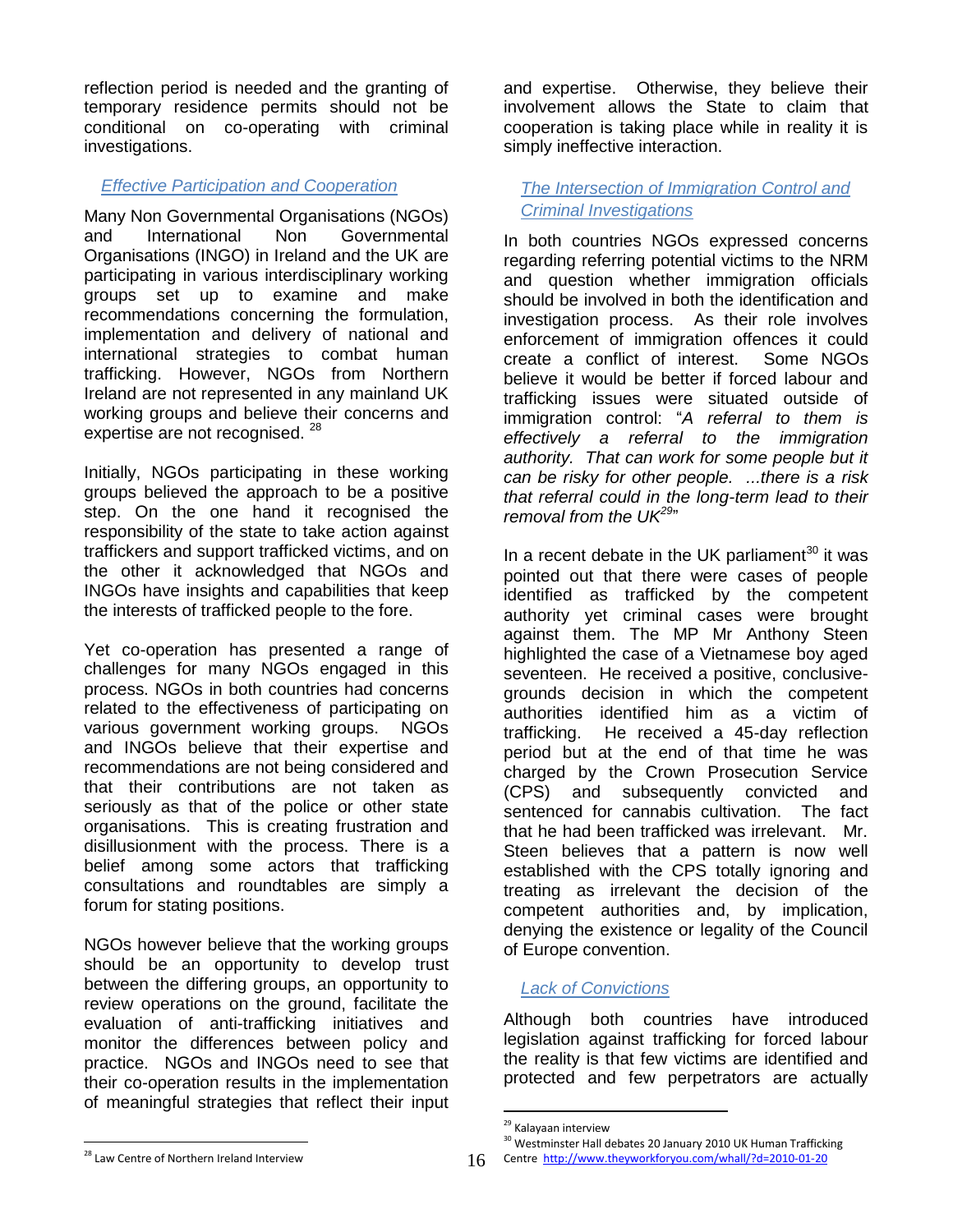reflection period is needed and the granting of temporary residence permits should not be conditional on co-operating with criminal investigations.

### *Effective Participation and Cooperation*

Many Non Governmental Organisations (NGOs) and International Non Governmental Organisations (INGO) in Ireland and the UK are participating in various interdisciplinary working groups set up to examine and make recommendations concerning the formulation, implementation and delivery of national and international strategies to combat human trafficking. However, NGOs from Northern Ireland are not represented in any mainland UK working groups and believe their concerns and expertise are not recognised. [28]

Initially, NGOs participating in these working groups believed the approach to be a positive step. On the one hand it recognised the responsibility of the state to take action against traffickers and support trafficked victims, and on the other it acknowledged that NGOs and INGOs have insights and capabilities that keep the interests of trafficked people to the fore.

Yet co-operation has presented a range of challenges for many NGOs engaged in this process. NGOs in both countries had concerns related to the effectiveness of participating on various government working groups. NGOs and INGOs believe that their expertise and recommendations are not being considered and that their contributions are not taken as seriously as that of the police or other state organisations. This is creating frustration and disillusionment with the process. There is a belief among some actors that trafficking consultations and roundtables are simply a forum for stating positions.

NGOs however believe that the working groups should be an opportunity to develop trust between the differing groups, an opportunity to review operations on the ground, facilitate the evaluation of anti-trafficking initiatives and monitor the differences between policy and practice. NGOs and INGOs need to see that their co-operation results in the implementation of meaningful strategies that reflect their input and expertise. Otherwise, they believe their involvement allows the State to claim that cooperation is taking place while in reality it is simply ineffective interaction.

### *The Intersection of Immigration Control and Criminal Investigations*

In both countries NGOs expressed concerns regarding referring potential victims to the NRM and question whether immigration officials should be involved in both the identification and investigation process. As their role involves enforcement of immigration offences it could create a conflict of interest. Some NGOs believe it would be better if forced labour and trafficking issues were situated outside of immigration control: "*A referral to them is effectively a referral to the immigration authority. That can work for some people but it can be risky for other people. ...there is a risk that referral could in the long-term lead to their removal from the UK*[29]"

In a recent debate in the UK parliament[30] it was pointed out that there were cases of people identified as trafficked by the competent authority yet criminal cases were brought against them. The MP Mr Anthony Steen highlighted the case of a Vietnamese boy aged seventeen. He received a positive, conclusive-grounds decision in which the competent authorities identified him as a victim of trafficking. He received a 45-day reflection period but at the end of that time he was charged by the Crown Prosecution Service (CPS) and subsequently convicted and sentenced for cannabis cultivation. The fact that he had been trafficked was irrelevant. Mr. Steen believes that a pattern is now well established with the CPS totally ignoring and treating as irrelevant the decision of the competent authorities and, by implication, denying the existence or legality of the Council of Europe convention.

### *Lack of Convictions*

Although both countries have introduced legislation against trafficking for forced labour the reality is that few victims are identified and protected and few perpetrators are actually

---

[28] Law Centre of Northern Ireland Interview

[29] Kalayaan interview

[30] Westminster Hall debates 20 January 2010 UK Human Trafficking Centre http://www.theyworkforyou.com/whall/?d=2010-01-20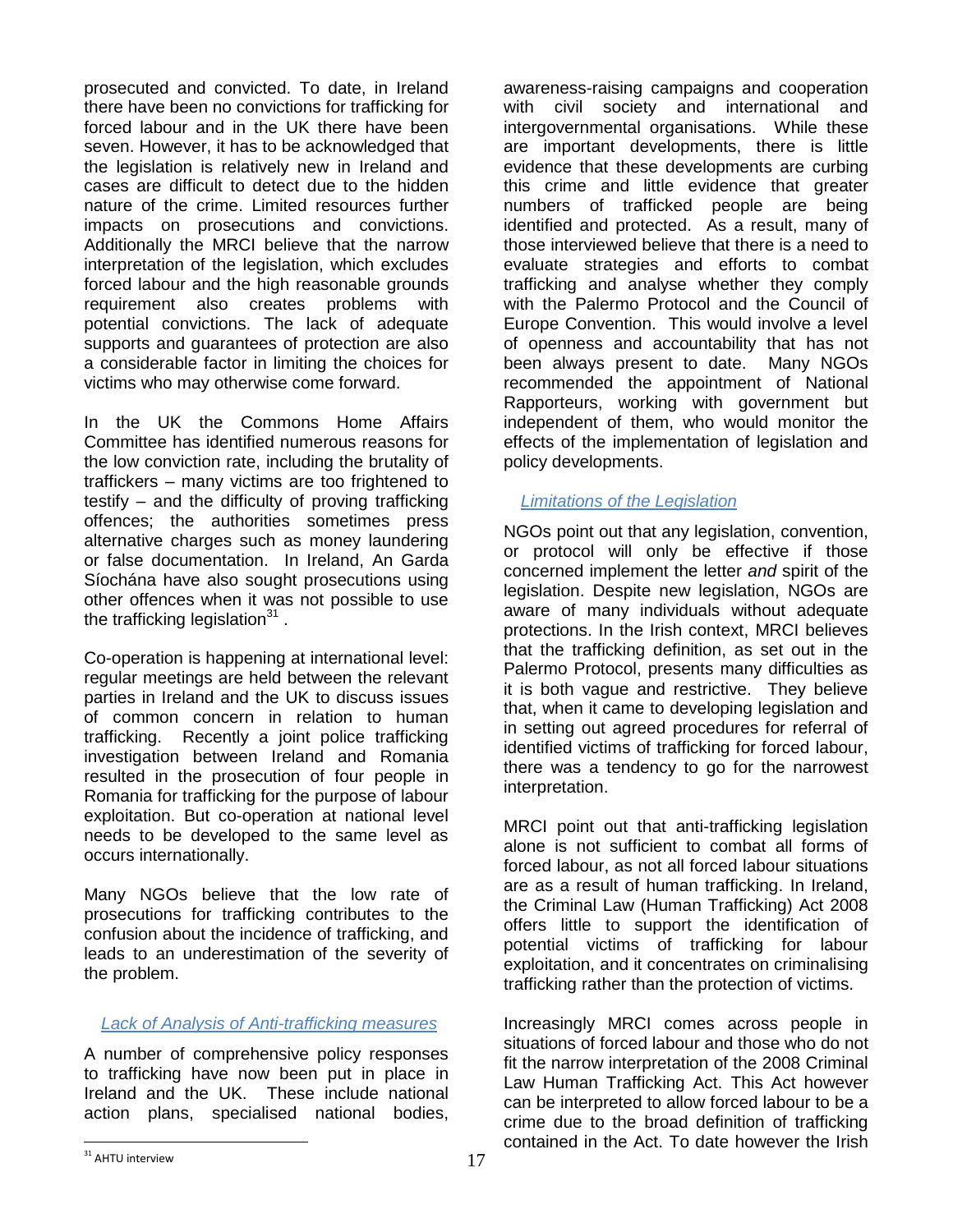prosecuted and convicted. To date, in Ireland there have been no convictions for trafficking for forced labour and in the UK there have been seven. However, it has to be acknowledged that the legislation is relatively new in Ireland and cases are difficult to detect due to the hidden nature of the crime. Limited resources further impacts on prosecutions and convictions. Additionally the MRCI believe that the narrow interpretation of the legislation, which excludes forced labour and the high reasonable grounds requirement also creates problems with potential convictions. The lack of adequate supports and guarantees of protection are also a considerable factor in limiting the choices for victims who may otherwise come forward.

In the UK the Commons Home Affairs Committee has identified numerous reasons for the low conviction rate, including the brutality of traffickers – many victims are too frightened to testify – and the difficulty of proving trafficking offences; the authorities sometimes press alternative charges such as money laundering or false documentation. In Ireland, An Garda Síochána have also sought prosecutions using other offences when it was not possible to use the trafficking legislation[31] .

Co-operation is happening at international level: regular meetings are held between the relevant parties in Ireland and the UK to discuss issues of common concern in relation to human trafficking. Recently a joint police trafficking investigation between Ireland and Romania resulted in the prosecution of four people in Romania for trafficking for the purpose of labour exploitation. But co-operation at national level needs to be developed to the same level as occurs internationally.

Many NGOs believe that the low rate of prosecutions for trafficking contributes to the confusion about the incidence of trafficking, and leads to an underestimation of the severity of the problem.

### *Lack of Analysis of Anti-trafficking measures*

A number of comprehensive policy responses to trafficking have now been put in place in Ireland and the UK. These include national action plans, specialised national bodies, awareness-raising campaigns and cooperation with civil society and international and intergovernmental organisations. While these are important developments, there is little evidence that these developments are curbing this crime and little evidence that greater numbers of trafficked people are being identified and protected. As a result, many of those interviewed believe that there is a need to evaluate strategies and efforts to combat trafficking and analyse whether they comply with the Palermo Protocol and the Council of Europe Convention. This would involve a level of openness and accountability that has not been always present to date. Many NGOs recommended the appointment of National Rapporteurs, working with government but independent of them, who would monitor the effects of the implementation of legislation and policy developments.

### *Limitations of the Legislation*

NGOs point out that any legislation, convention, or protocol will only be effective if those concerned implement the letter *and* spirit of the legislation. Despite new legislation, NGOs are aware of many individuals without adequate protections. In the Irish context, MRCI believes that the trafficking definition, as set out in the Palermo Protocol, presents many difficulties as it is both vague and restrictive. They believe that, when it came to developing legislation and in setting out agreed procedures for referral of identified victims of trafficking for forced labour, there was a tendency to go for the narrowest interpretation.

MRCI point out that anti-trafficking legislation alone is not sufficient to combat all forms of forced labour, as not all forced labour situations are as a result of human trafficking. In Ireland, the Criminal Law (Human Trafficking) Act 2008 offers little to support the identification of potential victims of trafficking for labour exploitation, and it concentrates on criminalising trafficking rather than the protection of victims.

Increasingly MRCI comes across people in situations of forced labour and those who do not fit the narrow interpretation of the 2008 Criminal Law Human Trafficking Act. This Act however can be interpreted to allow forced labour to be a crime due to the broad definition of trafficking contained in the Act. To date however the Irish

---

[31] AHTU interview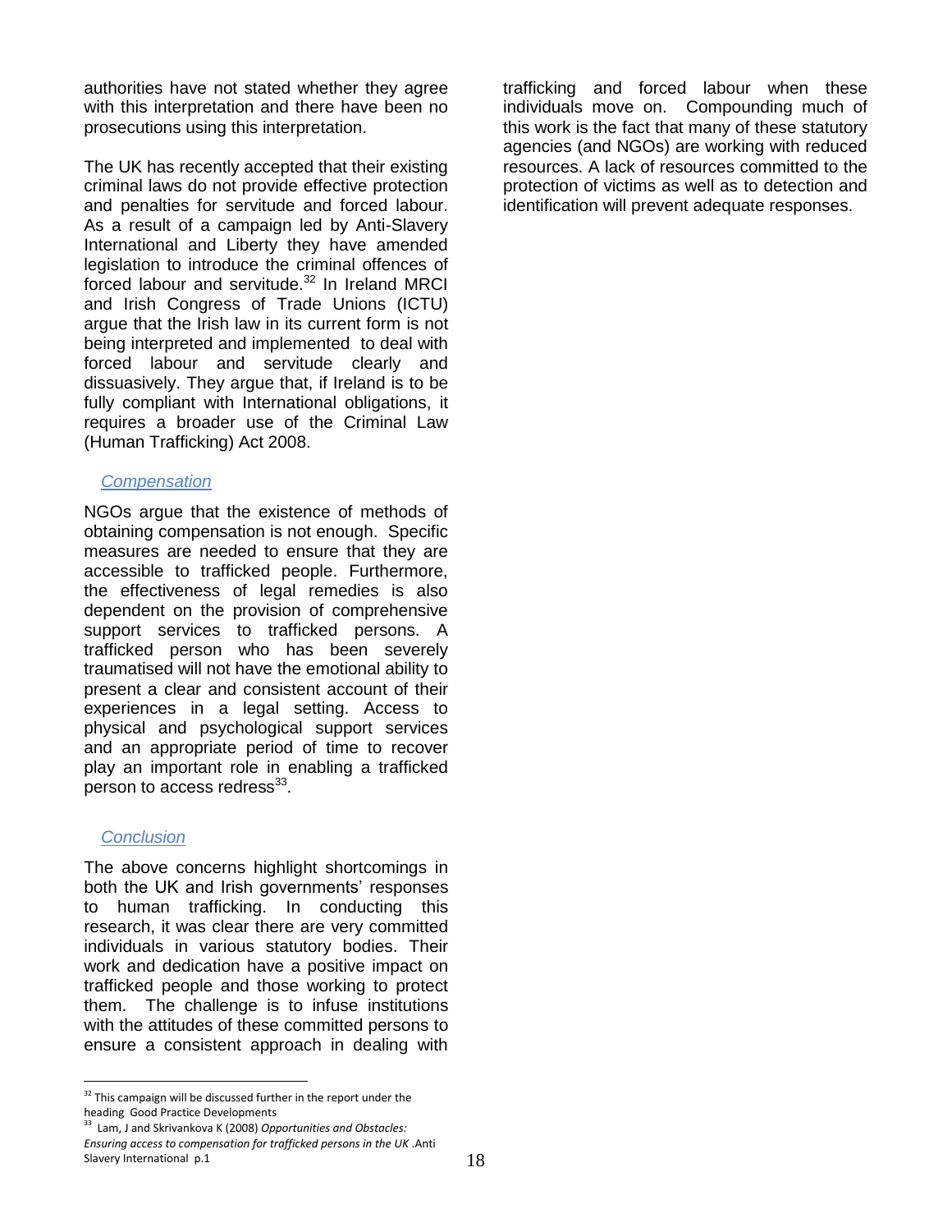authorities have not stated whether they agree with this interpretation and there have been no prosecutions using this interpretation.

The UK has recently accepted that their existing criminal laws do not provide effective protection and penalties for servitude and forced labour. As a result of a campaign led by Anti-Slavery International and Liberty they have amended legislation to introduce the criminal offences of forced labour and servitude.[32] In Ireland MRCI and Irish Congress of Trade Unions (ICTU) argue that the Irish law in its current form is not being interpreted and implemented to deal with forced labour and servitude clearly and dissuasively. They argue that, if Ireland is to be fully compliant with International obligations, it requires a broader use of the Criminal Law (Human Trafficking) Act 2008.

### *Compensation*

NGOs argue that the existence of methods of obtaining compensation is not enough. Specific measures are needed to ensure that they are accessible to trafficked people. Furthermore, the effectiveness of legal remedies is also dependent on the provision of comprehensive support services to trafficked persons. A trafficked person who has been severely traumatised will not have the emotional ability to present a clear and consistent account of their experiences in a legal setting. Access to physical and psychological support services and an appropriate period of time to recover play an important role in enabling a trafficked person to access redress[33].

### *Conclusion*

The above concerns highlight shortcomings in both the UK and Irish governments' responses to human trafficking. In conducting this research, it was clear there are very committed individuals in various statutory bodies. Their work and dedication have a positive impact on trafficked people and those working to protect them. The challenge is to infuse institutions with the attitudes of these committed persons to ensure a consistent approach in dealing with trafficking and forced labour when these individuals move on. Compounding much of this work is the fact that many of these statutory agencies (and NGOs) are working with reduced resources. A lack of resources committed to the protection of victims as well as to detection and identification will prevent adequate responses.

---

[32] This campaign will be discussed further in the report under the heading Good Practice Developments

[33] Lam, J and Skrivankova K (2008) *Opportunities and Obstacles: Ensuring access to compensation for trafficked persons in the UK* .Anti Slavery International p.1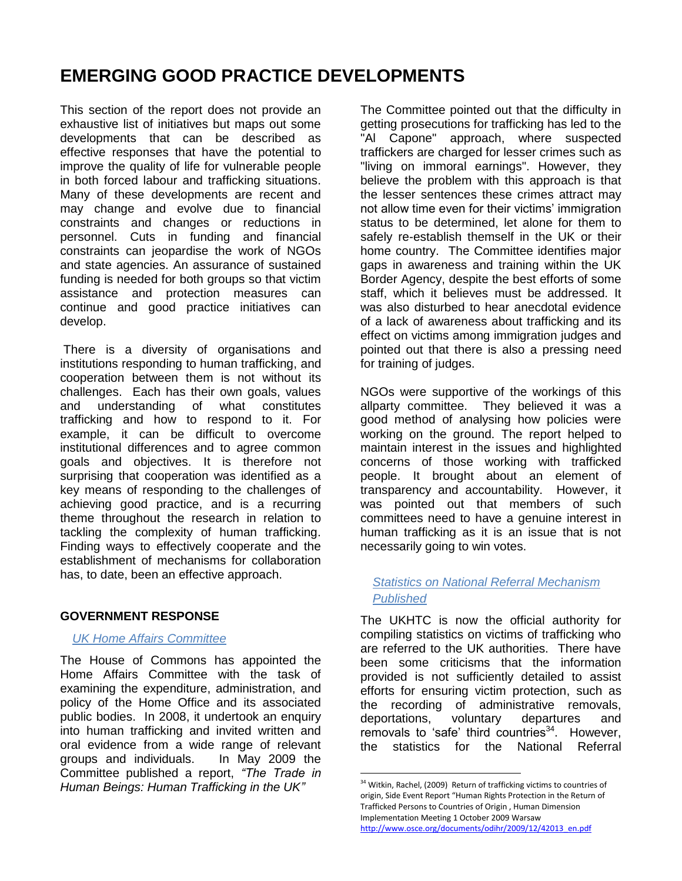# EMERGING GOOD PRACTICE DEVELOPMENTS

This section of the report does not provide an exhaustive list of initiatives but maps out some developments that can be described as effective responses that have the potential to improve the quality of life for vulnerable people in both forced labour and trafficking situations. Many of these developments are recent and may change and evolve due to financial constraints and changes or reductions in personnel. Cuts in funding and financial constraints can jeopardise the work of NGOs and state agencies. An assurance of sustained funding is needed for both groups so that victim assistance and protection measures can continue and good practice initiatives can develop.

There is a diversity of organisations and institutions responding to human trafficking, and cooperation between them is not without its challenges. Each has their own goals, values and understanding of what constitutes trafficking and how to respond to it. For example, it can be difficult to overcome institutional differences and to agree common goals and objectives. It is therefore not surprising that cooperation was identified as a key means of responding to the challenges of achieving good practice, and is a recurring theme throughout the research in relation to tackling the complexity of human trafficking. Finding ways to effectively cooperate and the establishment of mechanisms for collaboration has, to date, been an effective approach.

## GOVERNMENT RESPONSE

### *UK Home Affairs Committee*

The House of Commons has appointed the Home Affairs Committee with the task of examining the expenditure, administration, and policy of the Home Office and its associated public bodies. In 2008, it undertook an enquiry into human trafficking and invited written and oral evidence from a wide range of relevant groups and individuals. In May 2009 the Committee published a report, *"The Trade in Human Beings: Human Trafficking in the UK"*

The Committee pointed out that the difficulty in getting prosecutions for trafficking has led to the "Al Capone" approach, where suspected traffickers are charged for lesser crimes such as "living on immoral earnings". However, they believe the problem with this approach is that the lesser sentences these crimes attract may not allow time even for their victims' immigration status to be determined, let alone for them to safely re-establish themself in the UK or their home country. The Committee identifies major gaps in awareness and training within the UK Border Agency, despite the best efforts of some staff, which it believes must be addressed. It was also disturbed to hear anecdotal evidence of a lack of awareness about trafficking and its effect on victims among immigration judges and pointed out that there is also a pressing need for training of judges.

NGOs were supportive of the workings of this allparty committee. They believed it was a good method of analysing how policies were working on the ground. The report helped to maintain interest in the issues and highlighted concerns of those working with trafficked people. It brought about an element of transparency and accountability. However, it was pointed out that members of such committees need to have a genuine interest in human trafficking as it is an issue that is not necessarily going to win votes.

### *Statistics on National Referral Mechanism Published*

The UKHTC is now the official authority for compiling statistics on victims of trafficking who are referred to the UK authorities. There have been some criticisms that the information provided is not sufficiently detailed to assist efforts for ensuring victim protection, such as the recording of administrative removals, deportations, voluntary departures and removals to 'safe' third countries[34]. However, the statistics for the National Referral

[34] Witkin, Rachel, (2009) Return of trafficking victims to countries of origin, Side Event Report "Human Rights Protection in the Return of Trafficked Persons to Countries of Origin , Human Dimension Implementation Meeting 1 October 2009 Warsaw http://www.osce.org/documents/odihr/2009/12/42013_en.pdf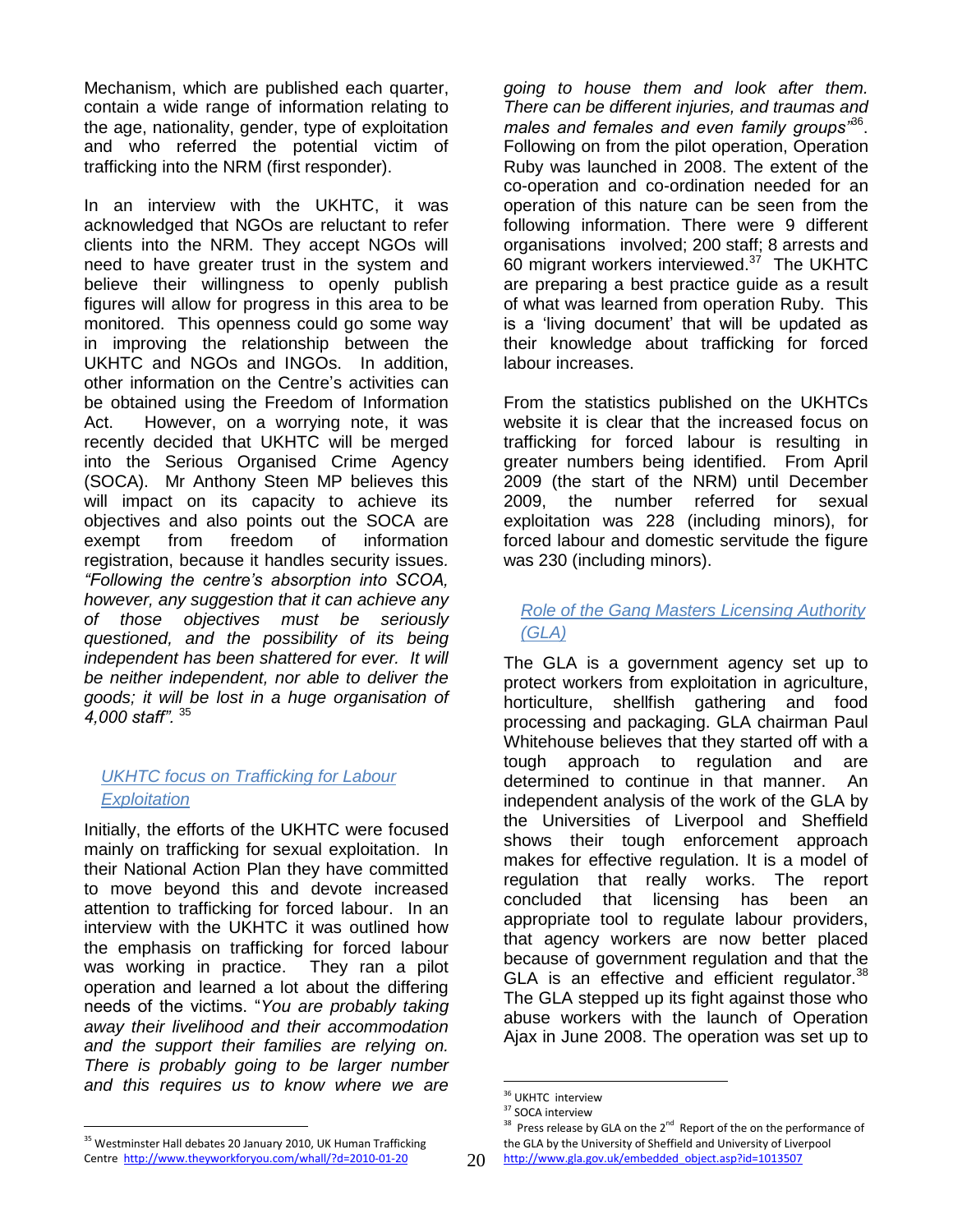Mechanism, which are published each quarter, contain a wide range of information relating to the age, nationality, gender, type of exploitation and who referred the potential victim of trafficking into the NRM (first responder).

In an interview with the UKHTC, it was acknowledged that NGOs are reluctant to refer clients into the NRM. They accept NGOs will need to have greater trust in the system and believe their willingness to openly publish figures will allow for progress in this area to be monitored. This openness could go some way in improving the relationship between the UKHTC and NGOs and INGOs. In addition, other information on the Centre's activities can be obtained using the Freedom of Information Act. However, on a worrying note, it was recently decided that UKHTC will be merged into the Serious Organised Crime Agency (SOCA). Mr Anthony Steen MP believes this will impact on its capacity to achieve its objectives and also points out the SOCA are exempt from freedom of information registration, because it handles security issues. *"Following the centre's absorption into SCOA, however, any suggestion that it can achieve any of those objectives must be seriously questioned, and the possibility of its being independent has been shattered for ever. It will be neither independent, nor able to deliver the goods; it will be lost in a huge organisation of 4,000 staff".* [35]

### UKHTC focus on Trafficking for Labour Exploitation

Initially, the efforts of the UKHTC were focused mainly on trafficking for sexual exploitation. In their National Action Plan they have committed to move beyond this and devote increased attention to trafficking for forced labour. In an interview with the UKHTC it was outlined how the emphasis on trafficking for forced labour was working in practice. They ran a pilot operation and learned a lot about the differing needs of the victims. "*You are probably taking away their livelihood and their accommodation and the support their families are relying on. There is probably going to be larger number and this requires us to know where we are going to house them and look after them. There can be different injuries, and traumas and males and females and even family groups"*[36]. Following on from the pilot operation, Operation Ruby was launched in 2008. The extent of the co-operation and co-ordination needed for an operation of this nature can be seen from the following information. There were 9 different organisations involved; 200 staff; 8 arrests and 60 migrant workers interviewed.[37] The UKHTC are preparing a best practice guide as a result of what was learned from operation Ruby. This is a 'living document' that will be updated as their knowledge about trafficking for forced labour increases.

From the statistics published on the UKHTCs website it is clear that the increased focus on trafficking for forced labour is resulting in greater numbers being identified. From April 2009 (the start of the NRM) until December 2009, the number referred for sexual exploitation was 228 (including minors), for forced labour and domestic servitude the figure was 230 (including minors).

### Role of the Gang Masters Licensing Authority (GLA)

The GLA is a government agency set up to protect workers from exploitation in agriculture, horticulture, shellfish gathering and food processing and packaging. GLA chairman Paul Whitehouse believes that they started off with a tough approach to regulation and are determined to continue in that manner. An independent analysis of the work of the GLA by the Universities of Liverpool and Sheffield shows their tough enforcement approach makes for effective regulation. It is a model of regulation that really works. The report concluded that licensing has been an appropriate tool to regulate labour providers, that agency workers are now better placed because of government regulation and that the GLA is an effective and efficient regulator.[38] The GLA stepped up its fight against those who abuse workers with the launch of Operation Ajax in June 2008. The operation was set up to

---

[35] Westminster Hall debates 20 January 2010, UK Human Trafficking Centre http://www.theyworkforyou.com/whall/?d=2010-01-20

[36] UKHTC interview

[37] SOCA interview

[38] Press release by GLA on the 2nd Report of the on the performance of the GLA by the University of Sheffield and University of Liverpool http://www.gla.gov.uk/embedded_object.asp?id=1013507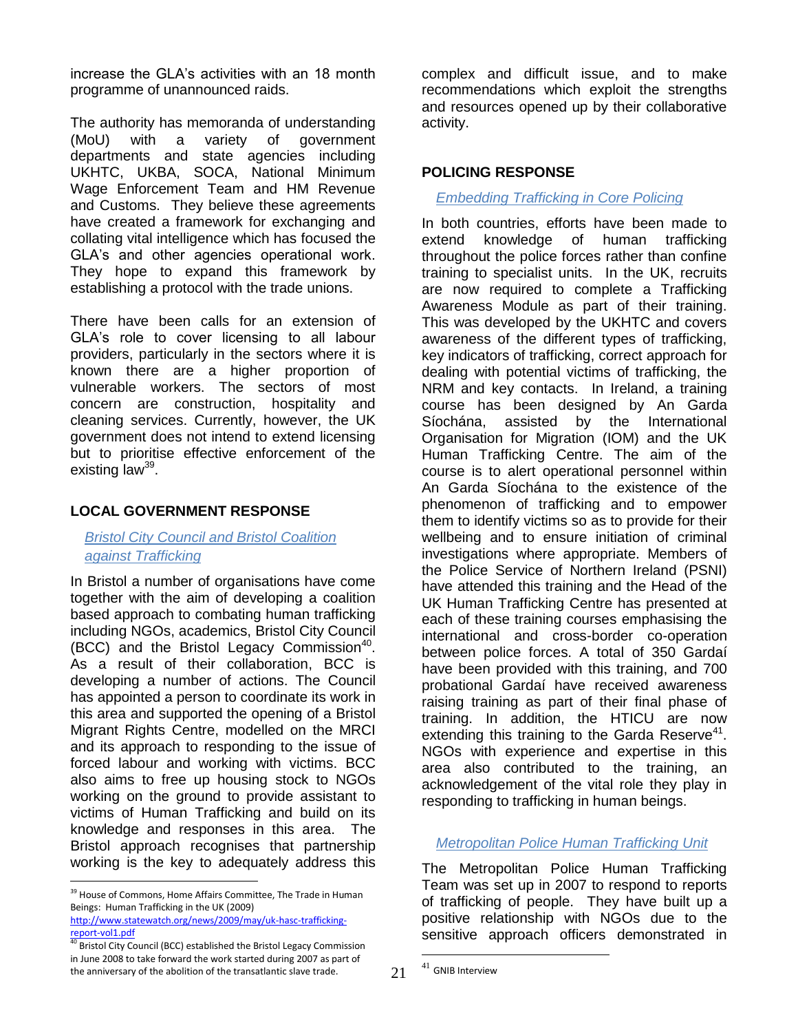increase the GLA's activities with an 18 month programme of unannounced raids.

The authority has memoranda of understanding (MoU) with a variety of government departments and state agencies including UKHTC, UKBA, SOCA, National Minimum Wage Enforcement Team and HM Revenue and Customs. They believe these agreements have created a framework for exchanging and collating vital intelligence which has focused the GLA's and other agencies operational work. They hope to expand this framework by establishing a protocol with the trade unions.

There have been calls for an extension of GLA's role to cover licensing to all labour providers, particularly in the sectors where it is known there are a higher proportion of vulnerable workers. The sectors of most concern are construction, hospitality and cleaning services. Currently, however, the UK government does not intend to extend licensing but to prioritise effective enforcement of the existing law[39].

## LOCAL GOVERNMENT RESPONSE

### *Bristol City Council and Bristol Coalition against Trafficking*

In Bristol a number of organisations have come together with the aim of developing a coalition based approach to combating human trafficking including NGOs, academics, Bristol City Council (BCC) and the Bristol Legacy Commission[40]. As a result of their collaboration, BCC is developing a number of actions. The Council has appointed a person to coordinate its work in this area and supported the opening of a Bristol Migrant Rights Centre, modelled on the MRCI and its approach to responding to the issue of forced labour and working with victims. BCC also aims to free up housing stock to NGOs working on the ground to provide assistant to victims of Human Trafficking and build on its knowledge and responses in this area. The Bristol approach recognises that partnership working is the key to adequately address this complex and difficult issue, and to make recommendations which exploit the strengths and resources opened up by their collaborative activity.

## POLICING RESPONSE

### *Embedding Trafficking in Core Policing*

In both countries, efforts have been made to extend knowledge of human trafficking throughout the police forces rather than confine training to specialist units. In the UK, recruits are now required to complete a Trafficking Awareness Module as part of their training. This was developed by the UKHTC and covers awareness of the different types of trafficking, key indicators of trafficking, correct approach for dealing with potential victims of trafficking, the NRM and key contacts. In Ireland, a training course has been designed by An Garda Síochána, assisted by the International Organisation for Migration (IOM) and the UK Human Trafficking Centre. The aim of the course is to alert operational personnel within An Garda Síochána to the existence of the phenomenon of trafficking and to empower them to identify victims so as to provide for their wellbeing and to ensure initiation of criminal investigations where appropriate. Members of the Police Service of Northern Ireland (PSNI) have attended this training and the Head of the UK Human Trafficking Centre has presented at each of these training courses emphasising the international and cross-border co-operation between police forces. A total of 350 Gardaí have been provided with this training, and 700 probational Gardaí have received awareness raising training as part of their final phase of training. In addition, the HTICU are now extending this training to the Garda Reserve[41]. NGOs with experience and expertise in this area also contributed to the training, an acknowledgement of the vital role they play in responding to trafficking in human beings.

### *Metropolitan Police Human Trafficking Unit*

The Metropolitan Police Human Trafficking Team was set up in 2007 to respond to reports of trafficking of people. They have built up a positive relationship with NGOs due to the sensitive approach officers demonstrated in

---

[39] House of Commons, Home Affairs Committee, The Trade in Human Beings: Human Trafficking in the UK (2009) http://www.statewatch.org/news/2009/may/uk-hasc-trafficking-report-vol1.pdf

[40] Bristol City Council (BCC) established the Bristol Legacy Commission in June 2008 to take forward the work started during 2007 as part of the anniversary of the abolition of the transatlantic slave trade.

[41] GNIB Interview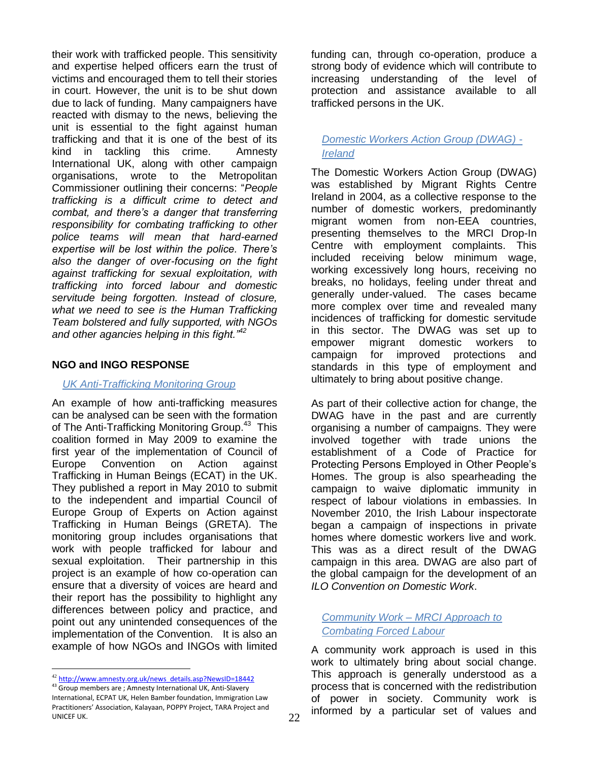their work with trafficked people. This sensitivity and expertise helped officers earn the trust of victims and encouraged them to tell their stories in court. However, the unit is to be shut down due to lack of funding. Many campaigners have reacted with dismay to the news, believing the unit is essential to the fight against human trafficking and that it is one of the best of its kind in tackling this crime. Amnesty International UK, along with other campaign organisations, wrote to the Metropolitan Commissioner outlining their concerns: "*People trafficking is a difficult crime to detect and combat, and there's a danger that transferring responsibility for combating trafficking to other police teams will mean that hard-earned expertise will be lost within the police. There's also the danger of over-focusing on the fight against trafficking for sexual exploitation, with trafficking into forced labour and domestic servitude being forgotten. Instead of closure, what we need to see is the Human Trafficking Team bolstered and fully supported, with NGOs and other agancies helping in this fight."*[42]

## NGO and INGO RESPONSE

### *UK Anti-Trafficking Monitoring Group*

An example of how anti-trafficking measures can be analysed can be seen with the formation of The Anti-Trafficking Monitoring Group.[43] This coalition formed in May 2009 to examine the first year of the implementation of Council of Europe Convention on Action against Trafficking in Human Beings (ECAT) in the UK. They published a report in May 2010 to submit to the independent and impartial Council of Europe Group of Experts on Action against Trafficking in Human Beings (GRETA). The monitoring group includes organisations that work with people trafficked for labour and sexual exploitation. Their partnership in this project is an example of how co-operation can ensure that a diversity of voices are heard and their report has the possibility to highlight any differences between policy and practice, and point out any unintended consequences of the implementation of the Convention. It is also an example of how NGOs and INGOs with limited funding can, through co-operation, produce a strong body of evidence which will contribute to increasing understanding of the level of protection and assistance available to all trafficked persons in the UK.

### *Domestic Workers Action Group (DWAG) - Ireland*

The Domestic Workers Action Group (DWAG) was established by Migrant Rights Centre Ireland in 2004, as a collective response to the number of domestic workers, predominantly migrant women from non-EEA countries, presenting themselves to the MRCI Drop-In Centre with employment complaints. This included receiving below minimum wage, working excessively long hours, receiving no breaks, no holidays, feeling under threat and generally under-valued. The cases became more complex over time and revealed many incidences of trafficking for domestic servitude in this sector. The DWAG was set up to empower migrant domestic workers to campaign for improved protections and standards in this type of employment and ultimately to bring about positive change.

As part of their collective action for change, the DWAG have in the past and are currently organising a number of campaigns. They were involved together with trade unions the establishment of a Code of Practice for Protecting Persons Employed in Other People's Homes. The group is also spearheading the campaign to waive diplomatic immunity in respect of labour violations in embassies. In November 2010, the Irish Labour inspectorate began a campaign of inspections in private homes where domestic workers live and work. This was as a direct result of the DWAG campaign in this area. DWAG are also part of the global campaign for the development of an *ILO Convention on Domestic Work*.

### *Community Work – MRCI Approach to Combating Forced Labour*

A community work approach is used in this work to ultimately bring about social change. This approach is generally understood as a process that is concerned with the redistribution of power in society. Community work is informed by a particular set of values and

---

[42] http://www.amnesty.org.uk/news_details.asp?NewsID=18442

[43] Group members are ; Amnesty International UK, Anti-Slavery International, ECPAT UK, Helen Bamber foundation, Immigration Law Practitioners' Association, Kalayaan, POPPY Project, TARA Project and UNICEF UK.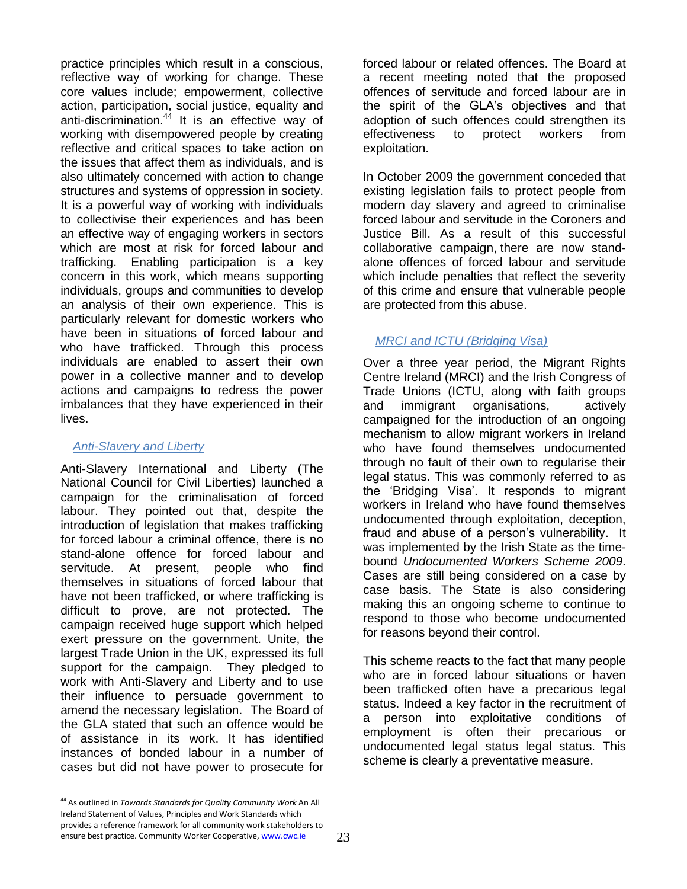practice principles which result in a conscious, reflective way of working for change. These core values include; empowerment, collective action, participation, social justice, equality and anti-discrimination.[44] It is an effective way of working with disempowered people by creating reflective and critical spaces to take action on the issues that affect them as individuals, and is also ultimately concerned with action to change structures and systems of oppression in society. It is a powerful way of working with individuals to collectivise their experiences and has been an effective way of engaging workers in sectors which are most at risk for forced labour and trafficking. Enabling participation is a key concern in this work, which means supporting individuals, groups and communities to develop an analysis of their own experience. This is particularly relevant for domestic workers who have been in situations of forced labour and who have trafficked. Through this process individuals are enabled to assert their own power in a collective manner and to develop actions and campaigns to redress the power imbalances that they have experienced in their lives.

### *Anti-Slavery and Liberty*

Anti-Slavery International and Liberty (The National Council for Civil Liberties) launched a campaign for the criminalisation of forced labour. They pointed out that, despite the introduction of legislation that makes trafficking for forced labour a criminal offence, there is no stand-alone offence for forced labour and servitude. At present, people who find themselves in situations of forced labour that have not been trafficked, or where trafficking is difficult to prove, are not protected. The campaign received huge support which helped exert pressure on the government. Unite, the largest Trade Union in the UK, expressed its full support for the campaign. They pledged to work with Anti-Slavery and Liberty and to use their influence to persuade government to amend the necessary legislation. The Board of the GLA stated that such an offence would be of assistance in its work. It has identified instances of bonded labour in a number of cases but did not have power to prosecute for forced labour or related offences. The Board at a recent meeting noted that the proposed offences of servitude and forced labour are in the spirit of the GLA's objectives and that adoption of such offences could strengthen its effectiveness to protect workers from exploitation.

In October 2009 the government conceded that existing legislation fails to protect people from modern day slavery and agreed to criminalise forced labour and servitude in the Coroners and Justice Bill. As a result of this successful collaborative campaign, there are now stand-alone offences of forced labour and servitude which include penalties that reflect the severity of this crime and ensure that vulnerable people are protected from this abuse.

### *MRCI and ICTU (Bridging Visa)*

Over a three year period, the Migrant Rights Centre Ireland (MRCI) and the Irish Congress of Trade Unions (ICTU, along with faith groups and immigrant organisations, actively campaigned for the introduction of an ongoing mechanism to allow migrant workers in Ireland who have found themselves undocumented through no fault of their own to regularise their legal status. This was commonly referred to as the 'Bridging Visa'. It responds to migrant workers in Ireland who have found themselves undocumented through exploitation, deception, fraud and abuse of a person's vulnerability. It was implemented by the Irish State as the time-bound *Undocumented Workers Scheme 2009*. Cases are still being considered on a case by case basis. The State is also considering making this an ongoing scheme to continue to respond to those who become undocumented for reasons beyond their control.

This scheme reacts to the fact that many people who are in forced labour situations or haven been trafficked often have a precarious legal status. Indeed a key factor in the recruitment of a person into exploitative conditions of employment is often their precarious or undocumented legal status legal status. This scheme is clearly a preventative measure.

---

[44] As outlined in *Towards Standards for Quality Community Work* An All Ireland Statement of Values, Principles and Work Standards which provides a reference framework for all community work stakeholders to ensure best practice. Community Worker Cooperative, www.cwc.ie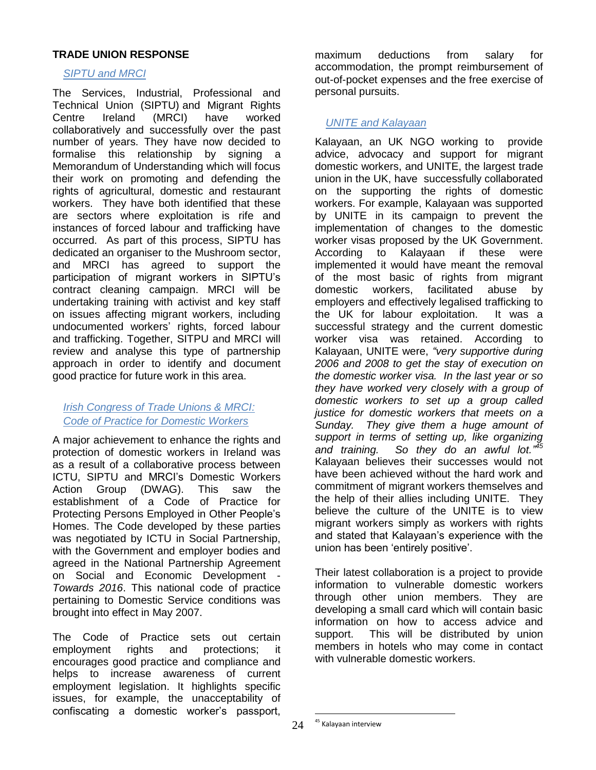## TRADE UNION RESPONSE

### *SIPTU and MRCI*

The Services, Industrial, Professional and Technical Union (SIPTU) and Migrant Rights Centre Ireland (MRCI) have worked collaboratively and successfully over the past number of years. They have now decided to formalise this relationship by signing a Memorandum of Understanding which will focus their work on promoting and defending the rights of agricultural, domestic and restaurant workers. They have both identified that these are sectors where exploitation is rife and instances of forced labour and trafficking have occurred. As part of this process, SIPTU has dedicated an organiser to the Mushroom sector, and MRCI has agreed to support the participation of migrant workers in SIPTU's contract cleaning campaign. MRCI will be undertaking training with activist and key staff on issues affecting migrant workers, including undocumented workers' rights, forced labour and trafficking. Together, SITPU and MRCI will review and analyse this type of partnership approach in order to identify and document good practice for future work in this area.

### *Irish Congress of Trade Unions & MRCI: Code of Practice for Domestic Workers*

A major achievement to enhance the rights and protection of domestic workers in Ireland was as a result of a collaborative process between ICTU, SIPTU and MRCI's Domestic Workers Action Group (DWAG). This saw the establishment of a Code of Practice for Protecting Persons Employed in Other People's Homes. The Code developed by these parties was negotiated by ICTU in Social Partnership, with the Government and employer bodies and agreed in the National Partnership Agreement on Social and Economic Development - *Towards 2016*. This national code of practice pertaining to Domestic Service conditions was brought into effect in May 2007.

The Code of Practice sets out certain employment rights and protections; it encourages good practice and compliance and helps to increase awareness of current employment legislation. It highlights specific issues, for example, the unacceptability of confiscating a domestic worker's passport, maximum deductions from salary for accommodation, the prompt reimbursement of out-of-pocket expenses and the free exercise of personal pursuits.

### *UNITE and Kalayaan*

Kalayaan, an UK NGO working to provide advice, advocacy and support for migrant domestic workers, and UNITE, the largest trade union in the UK, have successfully collaborated on the supporting the rights of domestic workers. For example, Kalayaan was supported by UNITE in its campaign to prevent the implementation of changes to the domestic worker visas proposed by the UK Government. According to Kalayaan if these were implemented it would have meant the removal of the most basic of rights from migrant domestic workers, facilitated abuse by employers and effectively legalised trafficking to the UK for labour exploitation. It was a successful strategy and the current domestic worker visa was retained. According to Kalayaan, UNITE were, *"very supportive during 2006 and 2008 to get the stay of execution on the domestic worker visa. In the last year or so they have worked very closely with a group of domestic workers to set up a group called justice for domestic workers that meets on a Sunday. They give them a huge amount of support in terms of setting up, like organizing and training. So they do an awful lot."*[45] Kalayaan believes their successes would not have been achieved without the hard work and commitment of migrant workers themselves and the help of their allies including UNITE. They believe the culture of the UNITE is to view migrant workers simply as workers with rights and stated that Kalayaan's experience with the union has been 'entirely positive'.

Their latest collaboration is a project to provide information to vulnerable domestic workers through other union members. They are developing a small card which will contain basic information on how to access advice and support. This will be distributed by union members in hotels who may come in contact with vulnerable domestic workers.

---

[45] Kalayaan interview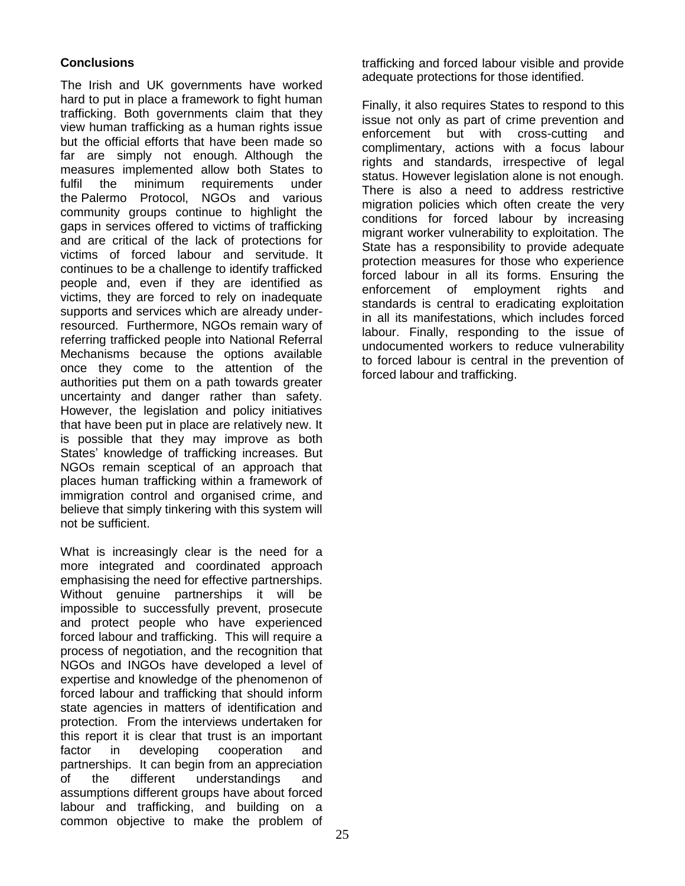### Conclusions

The Irish and UK governments have worked hard to put in place a framework to fight human trafficking. Both governments claim that they view human trafficking as a human rights issue but the official efforts that have been made so far are simply not enough. Although the measures implemented allow both States to fulfil the minimum requirements under the Palermo Protocol, NGOs and various community groups continue to highlight the gaps in services offered to victims of trafficking and are critical of the lack of protections for victims of forced labour and servitude. It continues to be a challenge to identify trafficked people and, even if they are identified as victims, they are forced to rely on inadequate supports and services which are already under-resourced. Furthermore, NGOs remain wary of referring trafficked people into National Referral Mechanisms because the options available once they come to the attention of the authorities put them on a path towards greater uncertainty and danger rather than safety. However, the legislation and policy initiatives that have been put in place are relatively new. It is possible that they may improve as both States' knowledge of trafficking increases. But NGOs remain sceptical of an approach that places human trafficking within a framework of immigration control and organised crime, and believe that simply tinkering with this system will not be sufficient.

What is increasingly clear is the need for a more integrated and coordinated approach emphasising the need for effective partnerships. Without genuine partnerships it will be impossible to successfully prevent, prosecute and protect people who have experienced forced labour and trafficking. This will require a process of negotiation, and the recognition that NGOs and INGOs have developed a level of expertise and knowledge of the phenomenon of forced labour and trafficking that should inform state agencies in matters of identification and protection. From the interviews undertaken for this report it is clear that trust is an important factor in developing cooperation and partnerships. It can begin from an appreciation of the different understandings and assumptions different groups have about forced labour and trafficking, and building on a common objective to make the problem of trafficking and forced labour visible and provide adequate protections for those identified.

Finally, it also requires States to respond to this issue not only as part of crime prevention and enforcement but with cross-cutting and complimentary, actions with a focus labour rights and standards, irrespective of legal status. However legislation alone is not enough. There is also a need to address restrictive migration policies which often create the very conditions for forced labour by increasing migrant worker vulnerability to exploitation. The State has a responsibility to provide adequate protection measures for those who experience forced labour in all its forms. Ensuring the enforcement of employment rights and standards is central to eradicating exploitation in all its manifestations, which includes forced labour. Finally, responding to the issue of undocumented workers to reduce vulnerability to forced labour is central in the prevention of forced labour and trafficking.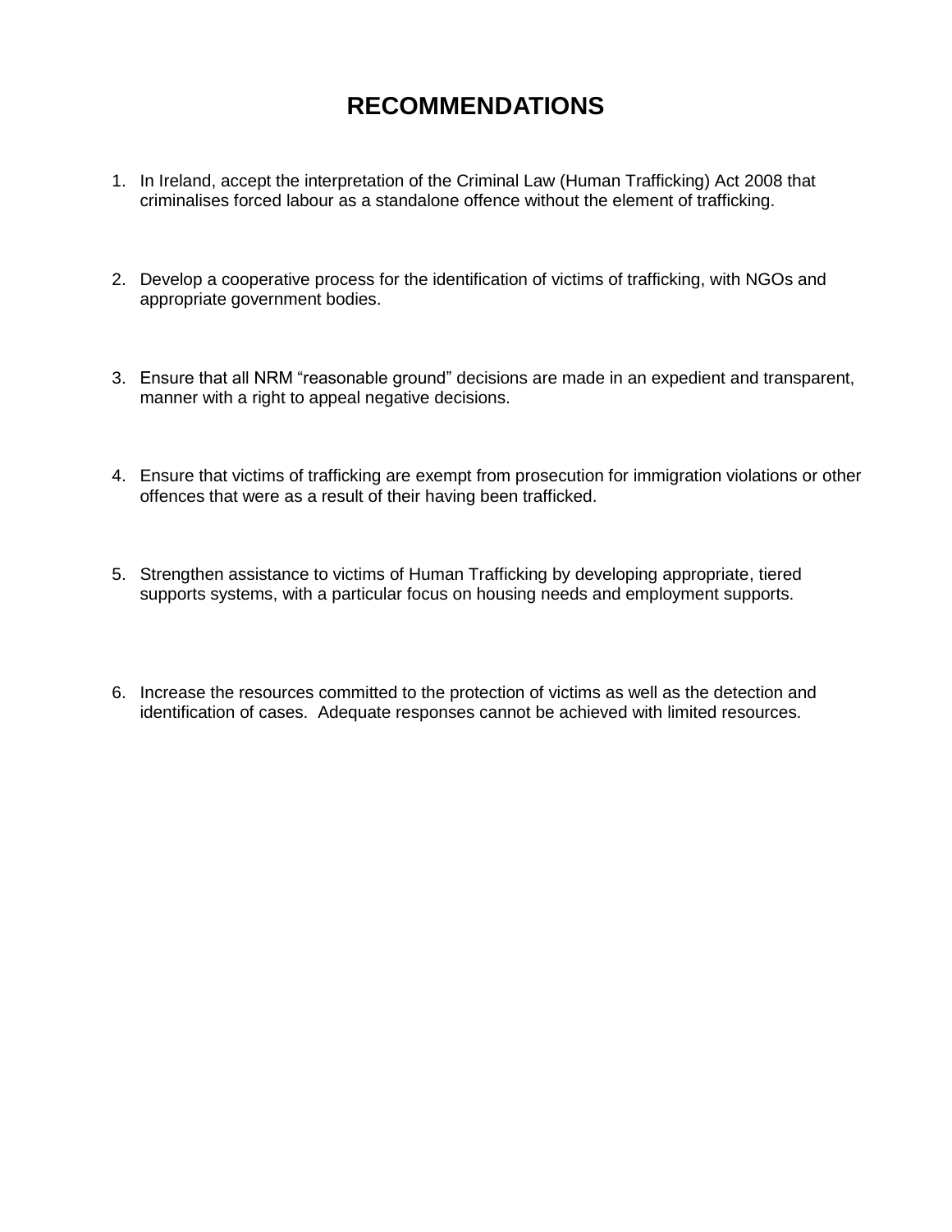# RECOMMENDATIONS

1. In Ireland, accept the interpretation of the Criminal Law (Human Trafficking) Act 2008 that criminalises forced labour as a standalone offence without the element of trafficking.

2. Develop a cooperative process for the identification of victims of trafficking, with NGOs and appropriate government bodies.

3. Ensure that all NRM “reasonable ground” decisions are made in an expedient and transparent, manner with a right to appeal negative decisions.

4. Ensure that victims of trafficking are exempt from prosecution for immigration violations or other offences that were as a result of their having been trafficked.

5. Strengthen assistance to victims of Human Trafficking by developing appropriate, tiered supports systems, with a particular focus on housing needs and employment supports.

6. Increase the resources committed to the protection of victims as well as the detection and identification of cases. Adequate responses cannot be achieved with limited resources.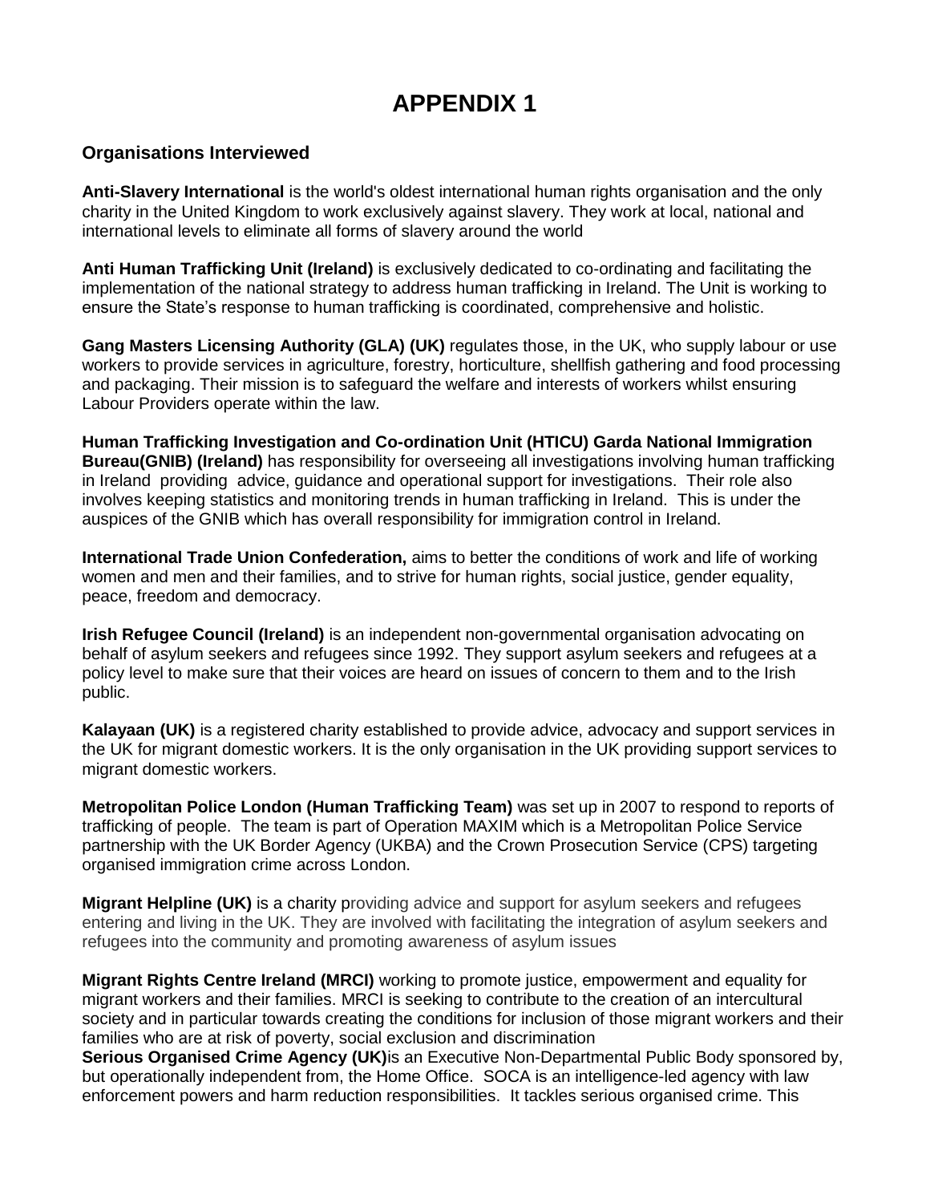# APPENDIX 1

### Organisations Interviewed

**Anti-Slavery International** is the world's oldest international human rights organisation and the only charity in the United Kingdom to work exclusively against slavery. They work at local, national and international levels to eliminate all forms of slavery around the world

**Anti Human Trafficking Unit (Ireland)** is exclusively dedicated to co-ordinating and facilitating the implementation of the national strategy to address human trafficking in Ireland. The Unit is working to ensure the State's response to human trafficking is coordinated, comprehensive and holistic.

**Gang Masters Licensing Authority (GLA) (UK)** regulates those, in the UK, who supply labour or use workers to provide services in agriculture, forestry, horticulture, shellfish gathering and food processing and packaging. Their mission is to safeguard the welfare and interests of workers whilst ensuring Labour Providers operate within the law.

**Human Trafficking Investigation and Co-ordination Unit (HTICU) Garda National Immigration Bureau(GNIB) (Ireland)** has responsibility for overseeing all investigations involving human trafficking in Ireland providing advice, guidance and operational support for investigations. Their role also involves keeping statistics and monitoring trends in human trafficking in Ireland. This is under the auspices of the GNIB which has overall responsibility for immigration control in Ireland.

**International Trade Union Confederation,** aims to better the conditions of work and life of working women and men and their families, and to strive for human rights, social justice, gender equality, peace, freedom and democracy.

**Irish Refugee Council (Ireland)** is an independent non-governmental organisation advocating on behalf of asylum seekers and refugees since 1992. They support asylum seekers and refugees at a policy level to make sure that their voices are heard on issues of concern to them and to the Irish public.

**Kalayaan (UK)** is a registered charity established to provide advice, advocacy and support services in the UK for migrant domestic workers. It is the only organisation in the UK providing support services to migrant domestic workers.

**Metropolitan Police London (Human Trafficking Team)** was set up in 2007 to respond to reports of trafficking of people. The team is part of Operation MAXIM which is a Metropolitan Police Service partnership with the UK Border Agency (UKBA) and the Crown Prosecution Service (CPS) targeting organised immigration crime across London.

**Migrant Helpline (UK)** is a charity providing advice and support for asylum seekers and refugees entering and living in the UK. They are involved with facilitating the integration of asylum seekers and refugees into the community and promoting awareness of asylum issues

**Migrant Rights Centre Ireland (MRCI)** working to promote justice, empowerment and equality for migrant workers and their families. MRCI is seeking to contribute to the creation of an intercultural society and in particular towards creating the conditions for inclusion of those migrant workers and their families who are at risk of poverty, social exclusion and discrimination

**Serious Organised Crime Agency (UK)** is an Executive Non-Departmental Public Body sponsored by, but operationally independent from, the Home Office. SOCA is an intelligence-led agency with law enforcement powers and harm reduction responsibilities. It tackles serious organised crime. This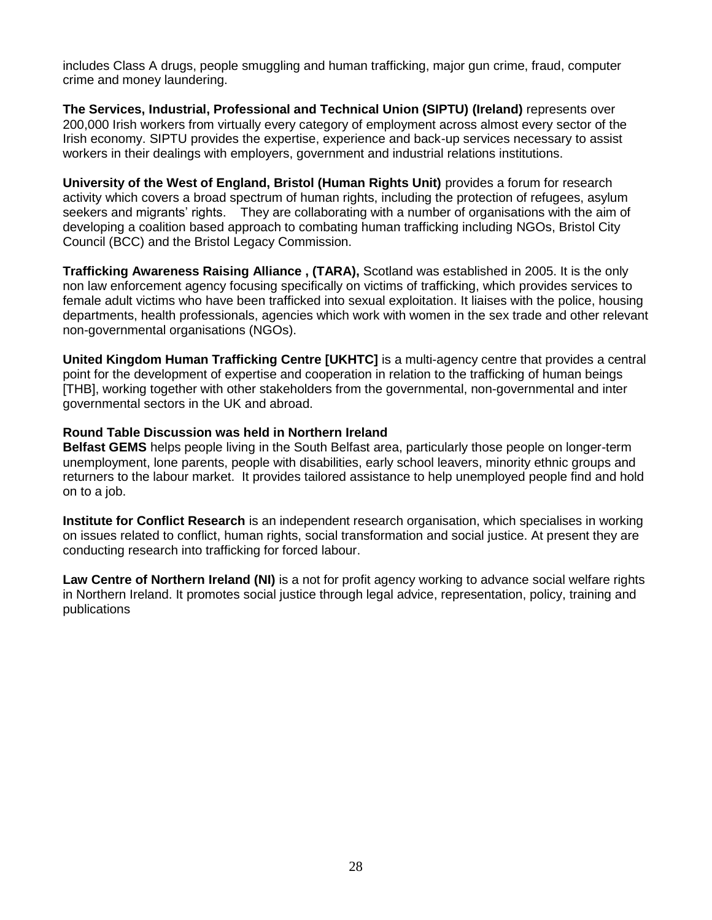includes Class A drugs, people smuggling and human trafficking, major gun crime, fraud, computer crime and money laundering.

**The Services, Industrial, Professional and Technical Union (SIPTU) (Ireland)** represents over 200,000 Irish workers from virtually every category of employment across almost every sector of the Irish economy. SIPTU provides the expertise, experience and back-up services necessary to assist workers in their dealings with employers, government and industrial relations institutions.

**University of the West of England, Bristol (Human Rights Unit)** provides a forum for research activity which covers a broad spectrum of human rights, including the protection of refugees, asylum seekers and migrants' rights. They are collaborating with a number of organisations with the aim of developing a coalition based approach to combating human trafficking including NGOs, Bristol City Council (BCC) and the Bristol Legacy Commission.

**Trafficking Awareness Raising Alliance , (TARA),** Scotland was established in 2005. It is the only non law enforcement agency focusing specifically on victims of trafficking, which provides services to female adult victims who have been trafficked into sexual exploitation. It liaises with the police, housing departments, health professionals, agencies which work with women in the sex trade and other relevant non-governmental organisations (NGOs).

**United Kingdom Human Trafficking Centre [UKHTC]** is a multi-agency centre that provides a central point for the development of expertise and cooperation in relation to the trafficking of human beings [THB], working together with other stakeholders from the governmental, non-governmental and inter governmental sectors in the UK and abroad.

**Round Table Discussion was held in Northern Ireland**

**Belfast GEMS** helps people living in the South Belfast area, particularly those people on longer-term unemployment, lone parents, people with disabilities, early school leavers, minority ethnic groups and returners to the labour market. It provides tailored assistance to help unemployed people find and hold on to a job.

**Institute for Conflict Research** is an independent research organisation, which specialises in working on issues related to conflict, human rights, social transformation and social justice. At present they are conducting research into trafficking for forced labour.

**Law Centre of Northern Ireland (NI)** is a not for profit agency working to advance social welfare rights in Northern Ireland. It promotes social justice through legal advice, representation, policy, training and publications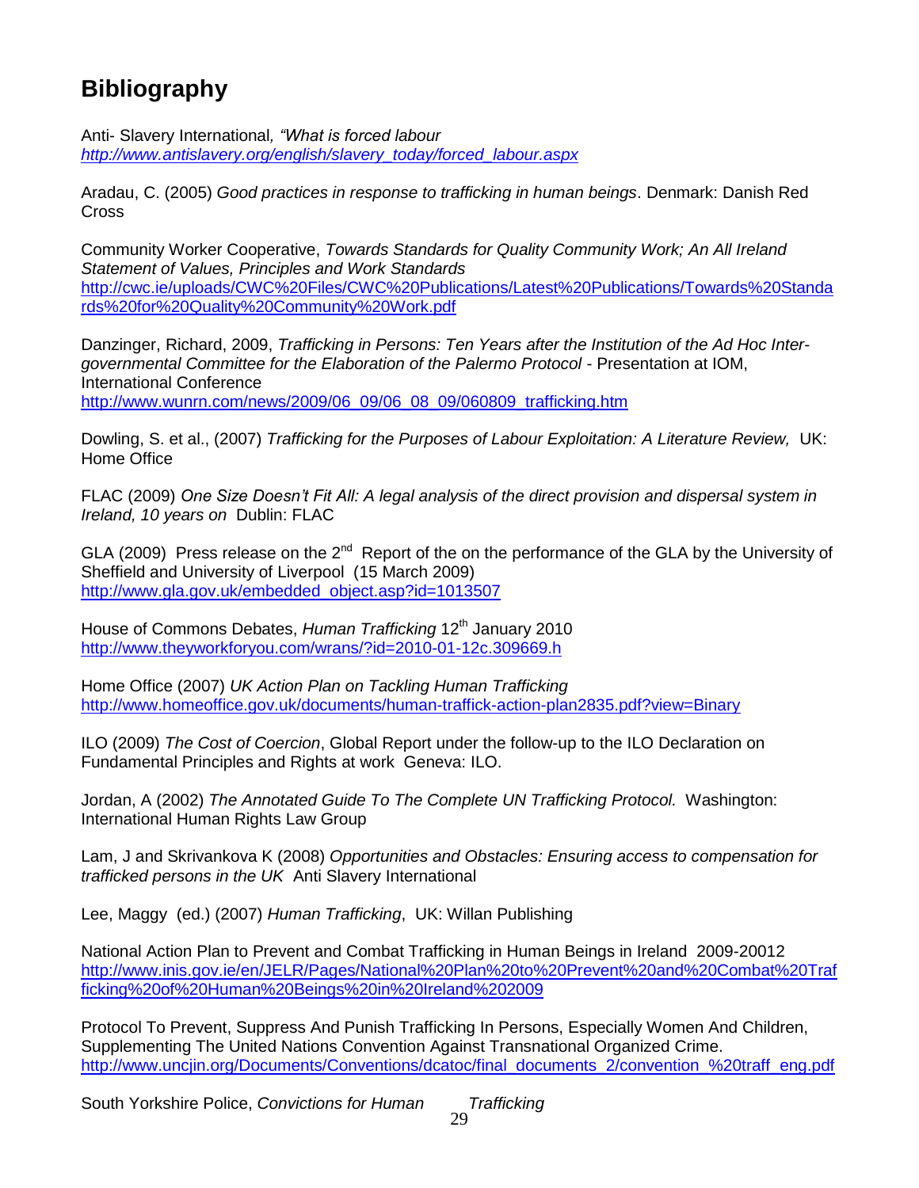# Bibliography

Anti- Slavery International*, "What is forced labour*
*http://www.antislavery.org/english/slavery_today/forced_labour.aspx*

Aradau, C. (2005) *Good practices in response to trafficking in human beings*. Denmark: Danish Red Cross

Community Worker Cooperative, *Towards Standards for Quality Community Work; An All Ireland Statement of Values, Principles and Work Standards*
http://cwc.ie/uploads/CWC%20Files/CWC%20Publications/Latest%20Publications/Towards%20Standards%20for%20Quality%20Community%20Work.pdf

Danzinger, Richard, 2009, *Trafficking in Persons: Ten Years after the Institution of the Ad Hoc Inter-governmental Committee for the Elaboration of the Palermo Protocol* - Presentation at IOM, International Conference
http://www.wunrn.com/news/2009/06_09/06_08_09/060809_trafficking.htm

Dowling, S. et al., (2007) *Trafficking for the Purposes of Labour Exploitation: A Literature Review,* UK: Home Office

FLAC (2009) *One Size Doesn't Fit All: A legal analysis of the direct provision and dispersal system in Ireland, 10 years on* Dublin: FLAC

GLA (2009) Press release on the 2nd Report of the on the performance of the GLA by the University of Sheffield and University of Liverpool (15 March 2009)
http://www.gla.gov.uk/embedded_object.asp?id=1013507

House of Commons Debates, *Human Trafficking* 12th January 2010
http://www.theyworkforyou.com/wrans/?id=2010-01-12c.309669.h

Home Office (2007) *UK Action Plan on Tackling Human Trafficking*
http://www.homeoffice.gov.uk/documents/human-traffick-action-plan2835.pdf?view=Binary

ILO (2009) *The Cost of Coercion*, Global Report under the follow-up to the ILO Declaration on Fundamental Principles and Rights at work Geneva: ILO.

Jordan, A (2002) *The Annotated Guide To The Complete UN Trafficking Protocol.* Washington: International Human Rights Law Group

Lam, J and Skrivankova K (2008) *Opportunities and Obstacles: Ensuring access to compensation for trafficked persons in the UK* Anti Slavery International

Lee, Maggy (ed.) (2007) *Human Trafficking*, UK: Willan Publishing

National Action Plan to Prevent and Combat Trafficking in Human Beings in Ireland 2009-20012
http://www.inis.gov.ie/en/JELR/Pages/National%20Plan%20to%20Prevent%20and%20Combat%20Trafficking%20of%20Human%20Beings%20in%20Ireland%202009

Protocol To Prevent, Suppress And Punish Trafficking In Persons, Especially Women And Children, Supplementing The United Nations Convention Against Transnational Organized Crime.
http://www.uncjin.org/Documents/Conventions/dcatoc/final_documents_2/convention_%20traff_eng.pdf

South Yorkshire Police, *Convictions for Human Trafficking*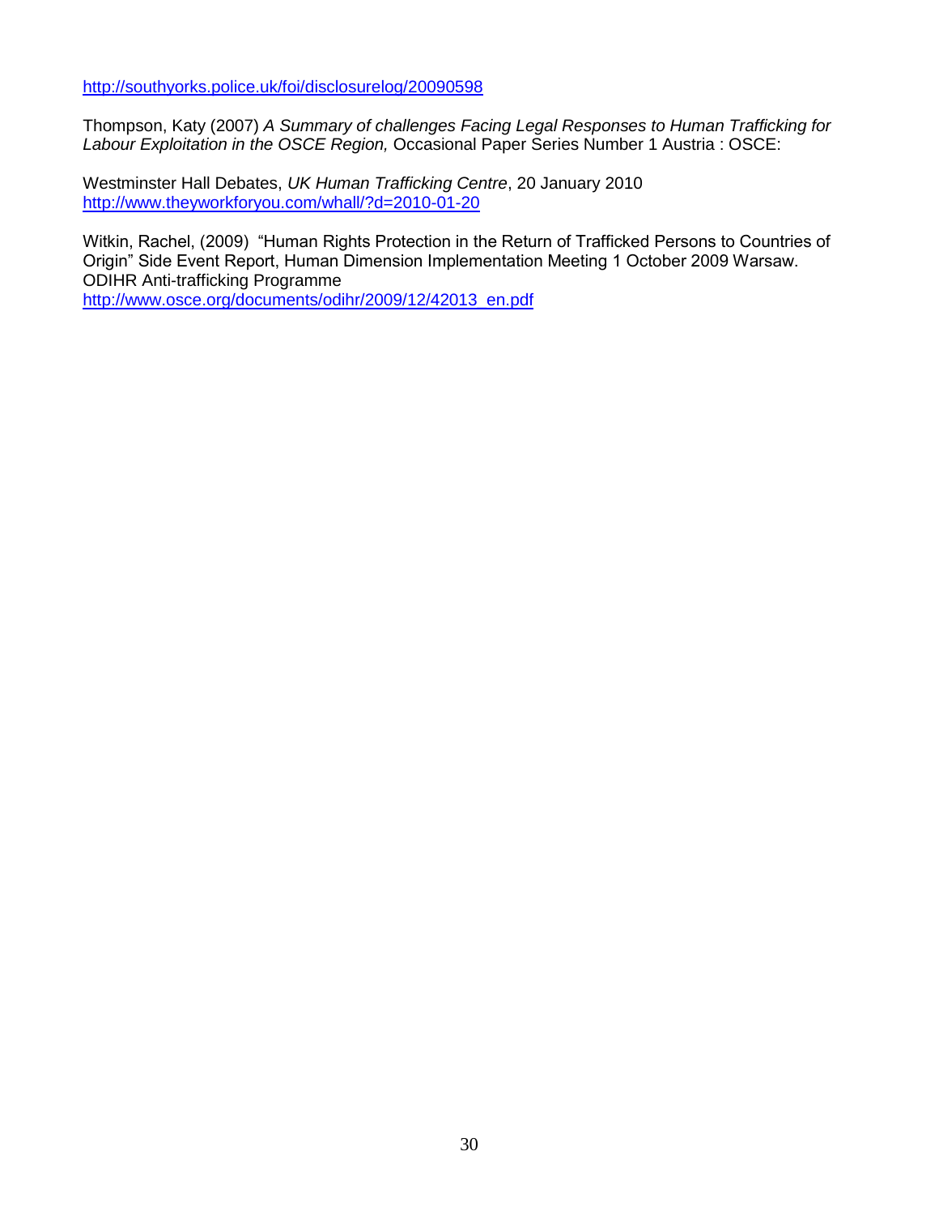http://southyorks.police.uk/foi/disclosurelog/20090598

Thompson, Katy (2007) *A Summary of challenges Facing Legal Responses to Human Trafficking for Labour Exploitation in the OSCE Region,* Occasional Paper Series Number 1 Austria : OSCE:

Westminster Hall Debates, *UK Human Trafficking Centre*, 20 January 2010
http://www.theyworkforyou.com/whall/?d=2010-01-20

Witkin, Rachel, (2009) "Human Rights Protection in the Return of Trafficked Persons to Countries of Origin" Side Event Report, Human Dimension Implementation Meeting 1 October 2009 Warsaw. ODIHR Anti-trafficking Programme
http://www.osce.org/documents/odihr/2009/12/42013_en.pdf